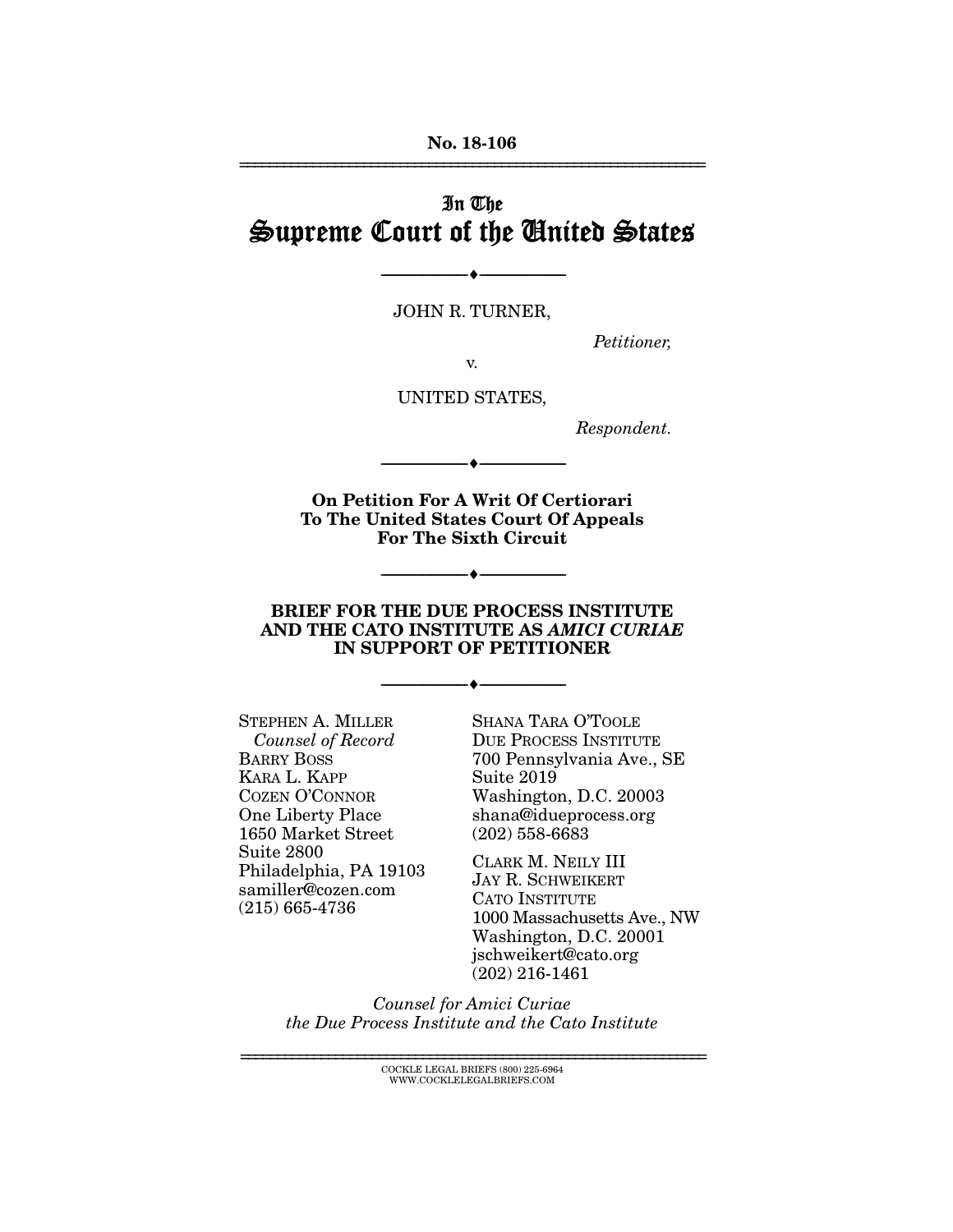No. 18-106

# In The Supreme Court of the United States

---

JOHN R. TURNER,

*Petitioner,*

v.

UNITED STATES,

*Respondent.*

---

**On Petition For A Writ Of Certiorari To The United States Court Of Appeals For The Sixth Circuit**

---

**BRIEF FOR THE DUE PROCESS INSTITUTE AND THE CATO INSTITUTE AS *AMICI CURIAE* IN SUPPORT OF PETITIONER**

---

STEPHEN A. MILLER
*Counsel of Record*
BARRY BOSS
KARA L. KAPP
COZEN O'CONNOR
One Liberty Place
1650 Market Street
Suite 2800
Philadelphia, PA 19103
samiller@cozen.com
(215) 665-4736

SHANA TARA O'TOOLE
DUE PROCESS INSTITUTE
700 Pennsylvania Ave., SE
Suite 2019
Washington, D.C. 20003
shana@idueprocess.org
(202) 558-6683

CLARK M. NEILY III
JAY R. SCHWEIKERT
CATO INSTITUTE
1000 Massachusetts Ave., NW
Washington, D.C. 20001
jschweikert@cato.org
(202) 216-1461

*Counsel for Amici Curiae the Due Process Institute and the Cato Institute*

COCKLE LEGAL BRIEFS (800) 225-6964
WWW.COCKLELEGALBRIEFS.COM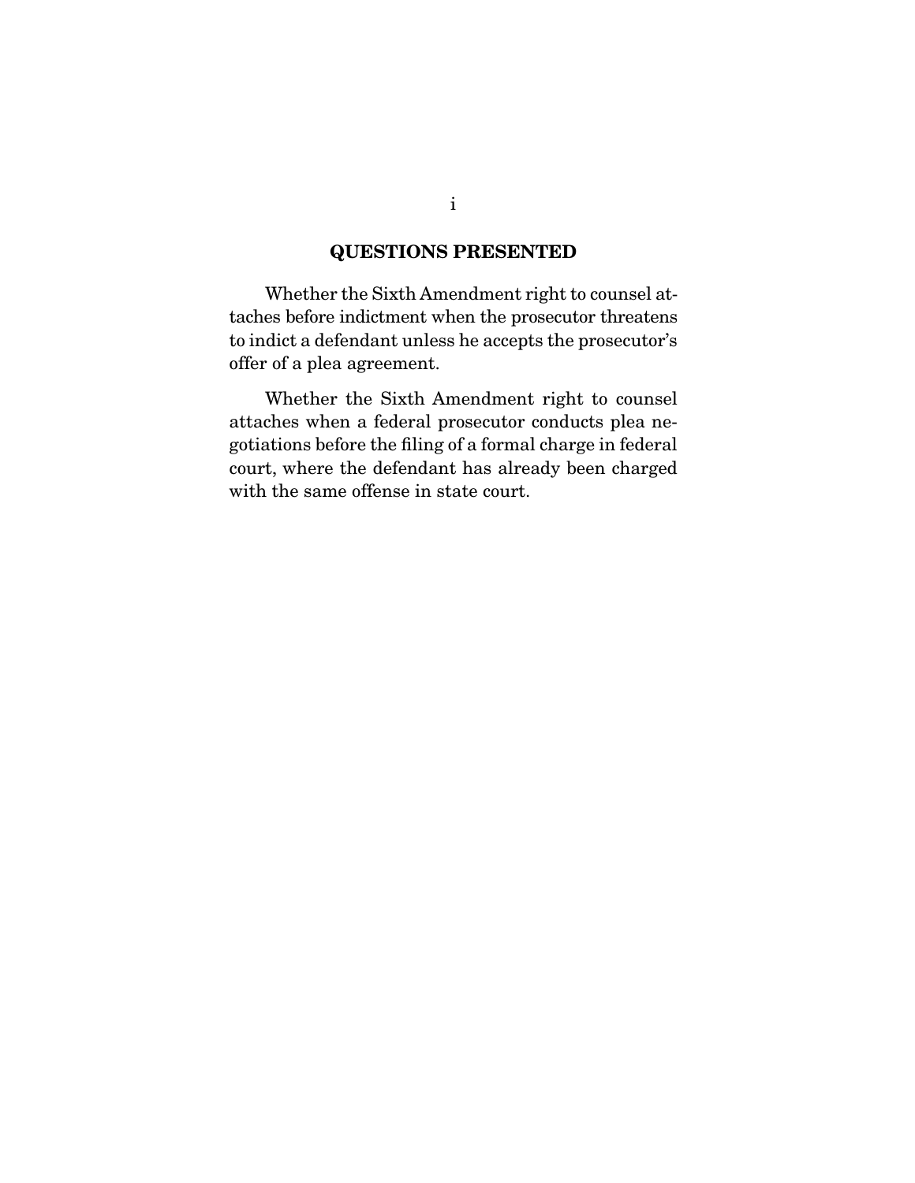## QUESTIONS PRESENTED

Whether the Sixth Amendment right to counsel attaches before indictment when the prosecutor threatens to indict a defendant unless he accepts the prosecutor's offer of a plea agreement.

Whether the Sixth Amendment right to counsel attaches when a federal prosecutor conducts plea negotiations before the filing of a formal charge in federal court, where the defendant has already been charged with the same offense in state court.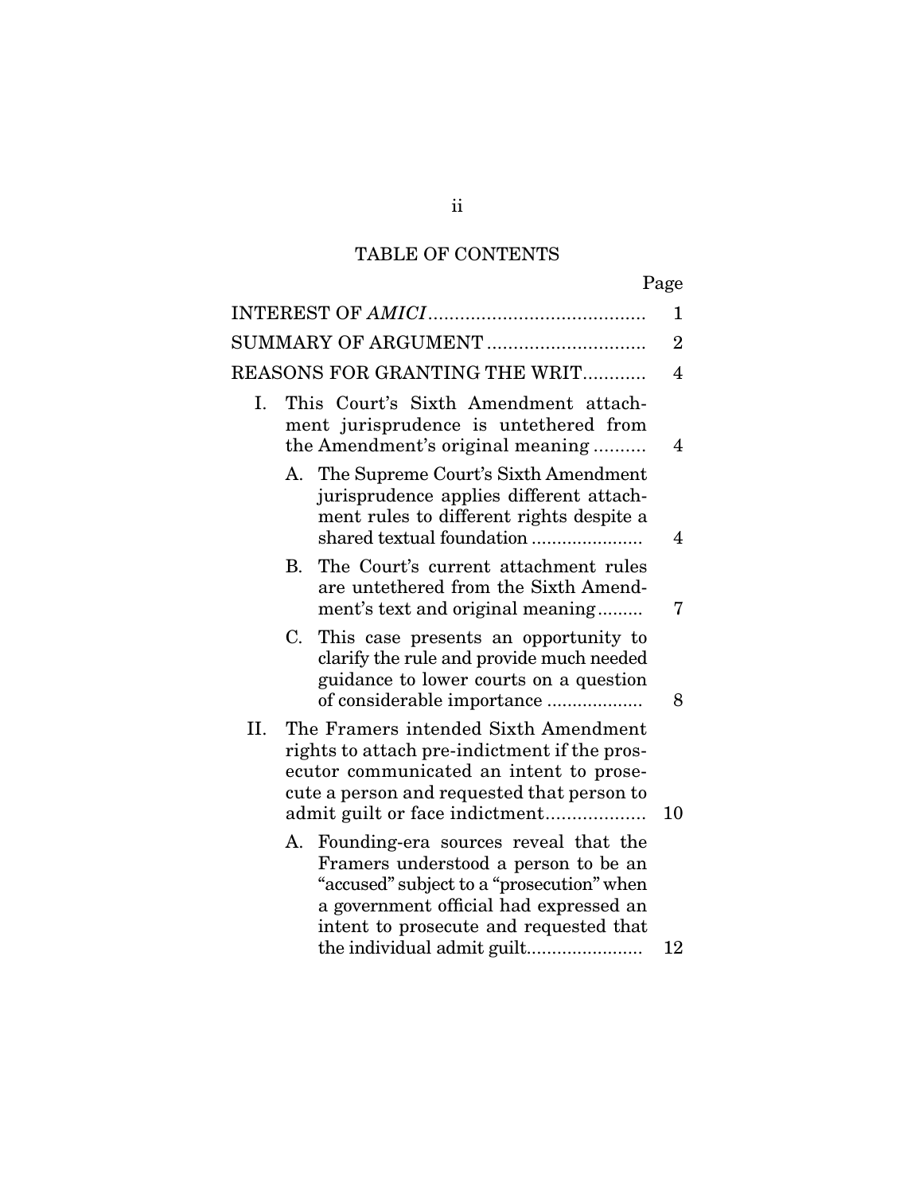## TABLE OF CONTENTS

| | Page |
|---|---|
| INTEREST OF *AMICI* | 1 |
| SUMMARY OF ARGUMENT | 2 |
| REASONS FOR GRANTING THE WRIT | 4 |
| I. This Court's Sixth Amendment attachment jurisprudence is untethered from the Amendment's original meaning | 4 |
| A. The Supreme Court's Sixth Amendment jurisprudence applies different attachment rules to different rights despite a shared textual foundation | 4 |
| B. The Court's current attachment rules are untethered from the Sixth Amendment's text and original meaning | 7 |
| C. This case presents an opportunity to clarify the rule and provide much needed guidance to lower courts on a question of considerable importance | 8 |
| II. The Framers intended Sixth Amendment rights to attach pre-indictment if the prosecutor communicated an intent to prosecute a person and requested that person to admit guilt or face indictment | 10 |
| A. Founding-era sources reveal that the Framers understood a person to be an "accused" subject to a "prosecution" when a government official had expressed an intent to prosecute and requested that the individual admit guilt | 12 |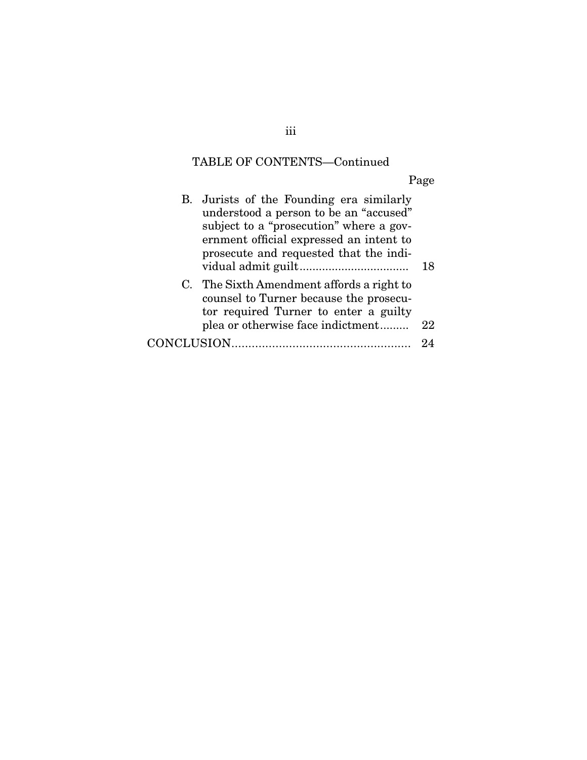TABLE OF CONTENTS—Continued

| | Page |
|---|---|
| B. Jurists of the Founding era similarly understood a person to be an "accused" subject to a "prosecution" where a government official expressed an intent to prosecute and requested that the individual admit guilt | 18 |
| C. The Sixth Amendment affords a right to counsel to Turner because the prosecutor required Turner to enter a guilty plea or otherwise face indictment | 22 |
| CONCLUSION | 24 |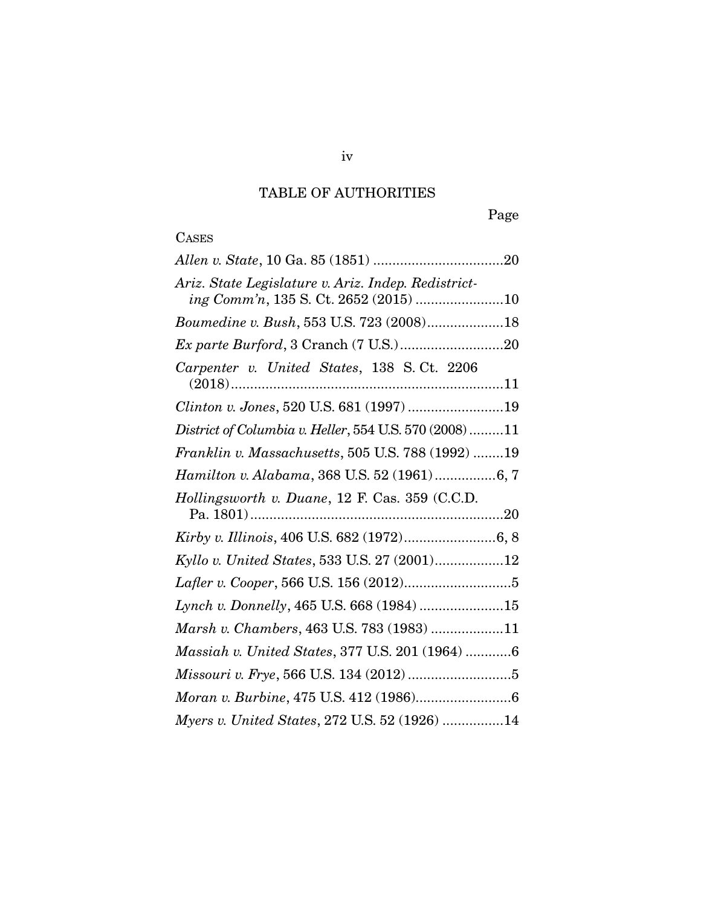## TABLE OF AUTHORITIES

Page

CASES

*Allen v. State*, 10 Ga. 85 (1851) .................................20

*Ariz. State Legislature v. Ariz. Indep. Redistricting Comm'n*, 135 S. Ct. 2652 (2015) .......................10

*Boumedine v. Bush*, 553 U.S. 723 (2008)....................18

*Ex parte Burford*, 3 Cranch (7 U.S.)...........................20

*Carpenter v. United States*, 138 S. Ct. 2206 (2018).......................................................................11

*Clinton v. Jones*, 520 U.S. 681 (1997) .........................19

*District of Columbia v. Heller*, 554 U.S. 570 (2008) .........11

*Franklin v. Massachusetts*, 505 U.S. 788 (1992) ........19

*Hamilton v. Alabama*, 368 U.S. 52 (1961) ................6, 7

*Hollingsworth v. Duane*, 12 F. Cas. 359 (C.C.D. Pa. 1801)..................................................................20

*Kirby v. Illinois*, 406 U.S. 682 (1972)........................6, 8

*Kyllo v. United States*, 533 U.S. 27 (2001)..................12

*Lafler v. Cooper*, 566 U.S. 156 (2012)............................5

*Lynch v. Donnelly*, 465 U.S. 668 (1984) ......................15

*Marsh v. Chambers*, 463 U.S. 783 (1983) ...................11

*Massiah v. United States*, 377 U.S. 201 (1964) ............6

*Missouri v. Frye*, 566 U.S. 134 (2012) ...........................5

*Moran v. Burbine*, 475 U.S. 412 (1986).........................6

*Myers v. United States*, 272 U.S. 52 (1926) ................14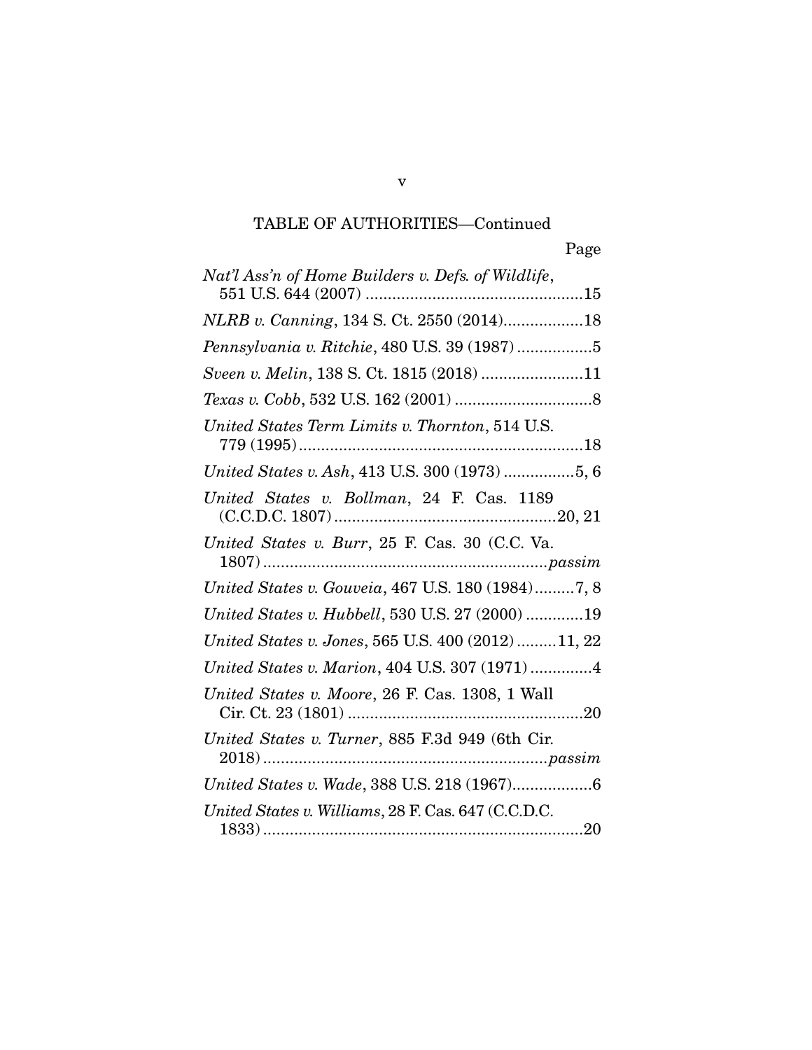TABLE OF AUTHORITIES—Continued

| | Page |
|---|---|
| *Nat'l Ass'n of Home Builders v. Defs. of Wildlife*, 551 U.S. 644 (2007) | 15 |
| *NLRB v. Canning*, 134 S. Ct. 2550 (2014) | 18 |
| *Pennsylvania v. Ritchie*, 480 U.S. 39 (1987) | 5 |
| *Sveen v. Melin*, 138 S. Ct. 1815 (2018) | 11 |
| *Texas v. Cobb*, 532 U.S. 162 (2001) | 8 |
| *United States Term Limits v. Thornton*, 514 U.S. 779 (1995) | 18 |
| *United States v. Ash*, 413 U.S. 300 (1973) | 5, 6 |
| *United States v. Bollman*, 24 F. Cas. 1189 (C.C.D.C. 1807) | 20, 21 |
| *United States v. Burr*, 25 F. Cas. 30 (C.C. Va. 1807) | *passim* |
| *United States v. Gouveia*, 467 U.S. 180 (1984) | 7, 8 |
| *United States v. Hubbell*, 530 U.S. 27 (2000) | 19 |
| *United States v. Jones*, 565 U.S. 400 (2012) | 11, 22 |
| *United States v. Marion*, 404 U.S. 307 (1971) | 4 |
| *United States v. Moore*, 26 F. Cas. 1308, 1 Wall Cir. Ct. 23 (1801) | 20 |
| *United States v. Turner*, 885 F.3d 949 (6th Cir. 2018) | *passim* |
| *United States v. Wade*, 388 U.S. 218 (1967) | 6 |
| *United States v. Williams*, 28 F. Cas. 647 (C.C.D.C. 1833) | 20 |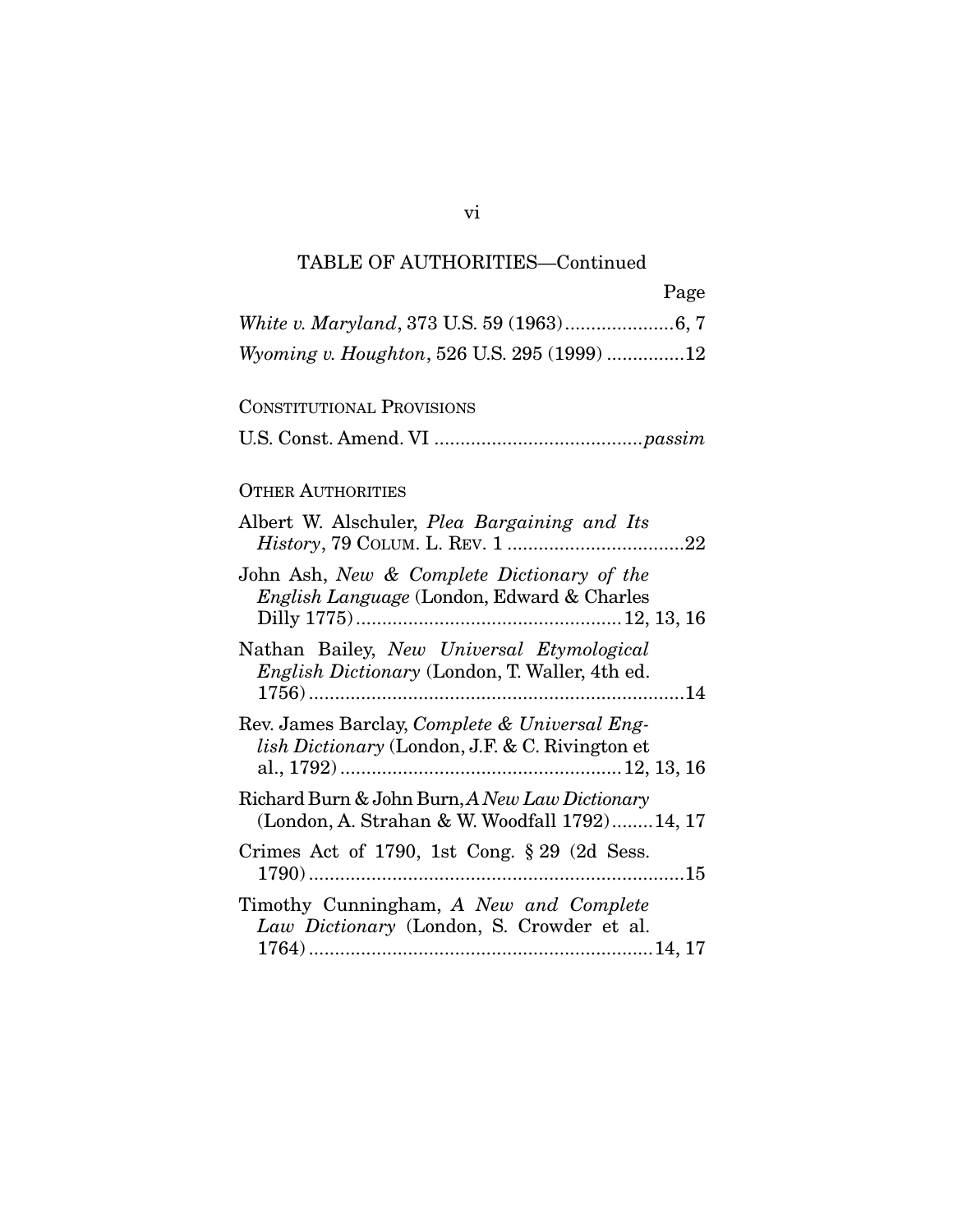TABLE OF AUTHORITIES—Continued

Page

*White v. Maryland*, 373 U.S. 59 (1963).....................6, 7

*Wyoming v. Houghton*, 526 U.S. 295 (1999) ...............12

CONSTITUTIONAL PROVISIONS

U.S. Const. Amend. VI ........................................*passim*

OTHER AUTHORITIES

Albert W. Alschuler, *Plea Bargaining and Its History*, 79 COLUM. L. REV. 1 ..................................22

John Ash, *New & Complete Dictionary of the English Language* (London, Edward & Charles Dilly 1775)...................................................12, 13, 16

Nathan Bailey, *New Universal Etymological English Dictionary* (London, T. Waller, 4th ed. 1756).........................................................................14

Rev. James Barclay, *Complete & Universal English Dictionary* (London, J.F. & C. Rivington et al., 1792)......................................................12, 13, 16

Richard Burn & John Burn, *A New Law Dictionary* (London, A. Strahan & W. Woodfall 1792)........14, 17

Crimes Act of 1790, 1st Cong. § 29 (2d Sess. 1790).........................................................................15

Timothy Cunningham, *A New and Complete Law Dictionary* (London, S. Crowder et al. 1764)..................................................................14, 17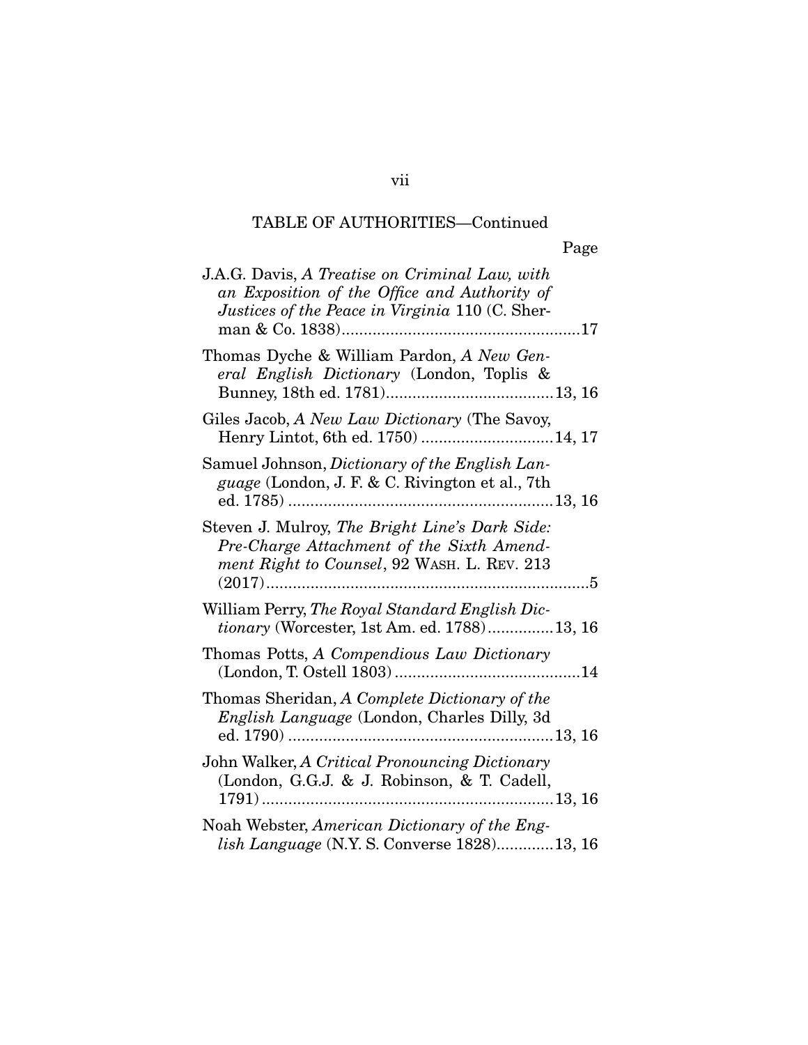TABLE OF AUTHORITIES—Continued

| | Page |
|---|---|
| J.A.G. Davis, *A Treatise on Criminal Law, with an Exposition of the Office and Authority of Justices of the Peace in Virginia* 110 (C. Sherman & Co. 1838) | 17 |
| Thomas Dyche & William Pardon, *A New General English Dictionary* (London, Toplis & Bunney, 18th ed. 1781) | 13, 16 |
| Giles Jacob, *A New Law Dictionary* (The Savoy, Henry Lintot, 6th ed. 1750) | 14, 17 |
| Samuel Johnson, *Dictionary of the English Language* (London, J. F. & C. Rivington et al., 7th ed. 1785) | 13, 16 |
| Steven J. Mulroy, *The Bright Line's Dark Side: Pre-Charge Attachment of the Sixth Amendment Right to Counsel*, 92 WASH. L. REV. 213 (2017) | 5 |
| William Perry, *The Royal Standard English Dictionary* (Worcester, 1st Am. ed. 1788) | 13, 16 |
| Thomas Potts, *A Compendious Law Dictionary* (London, T. Ostell 1803) | 14 |
| Thomas Sheridan, *A Complete Dictionary of the English Language* (London, Charles Dilly, 3d ed. 1790) | 13, 16 |
| John Walker, *A Critical Pronouncing Dictionary* (London, G.G.J. & J. Robinson, & T. Cadell, 1791) | 13, 16 |
| Noah Webster, *American Dictionary of the English Language* (N.Y. S. Converse 1828) | 13, 16 |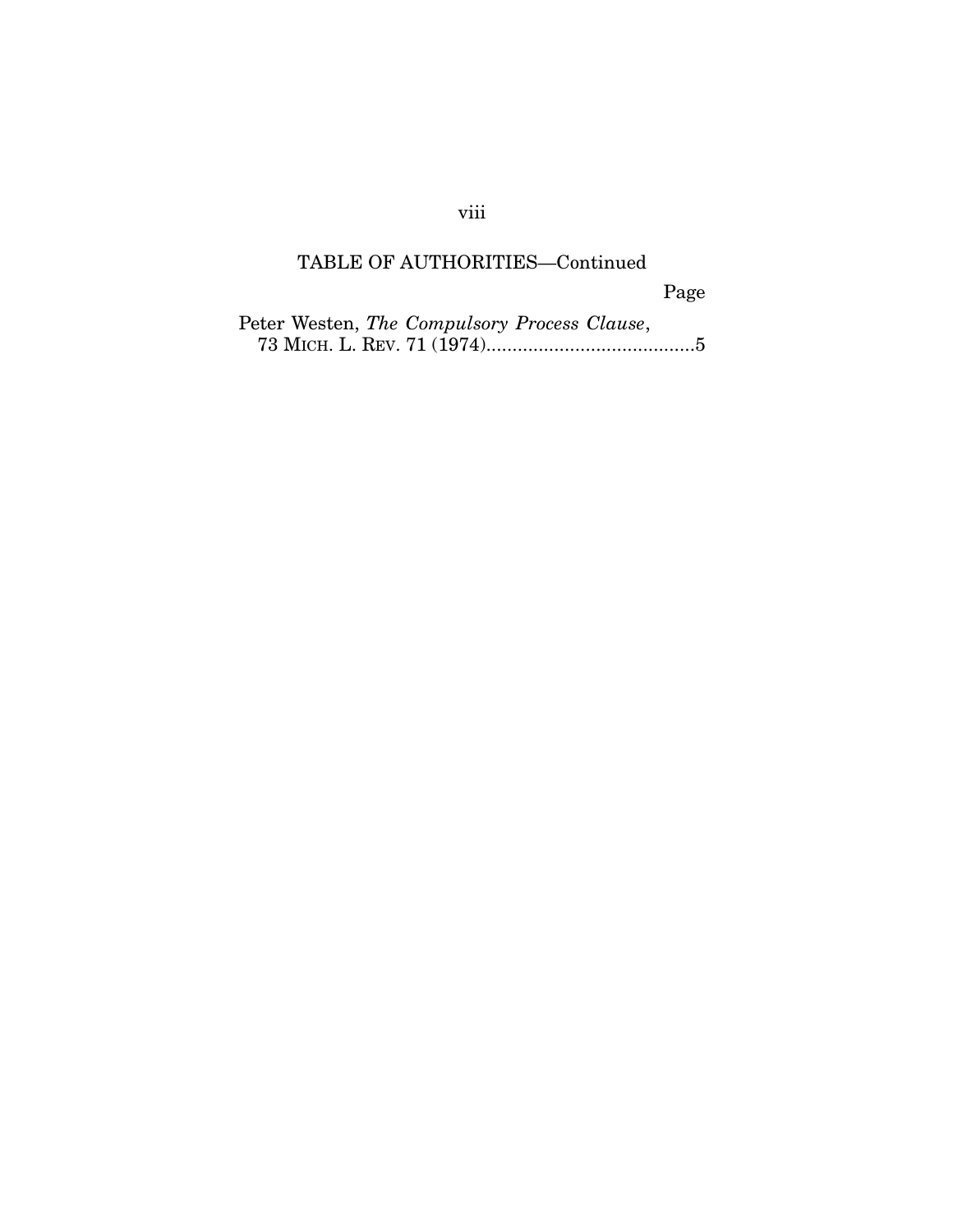TABLE OF AUTHORITIES—Continued

Page

Peter Westen, *The Compulsory Process Clause*, 73 MICH. L. REV. 71 (1974)........................................5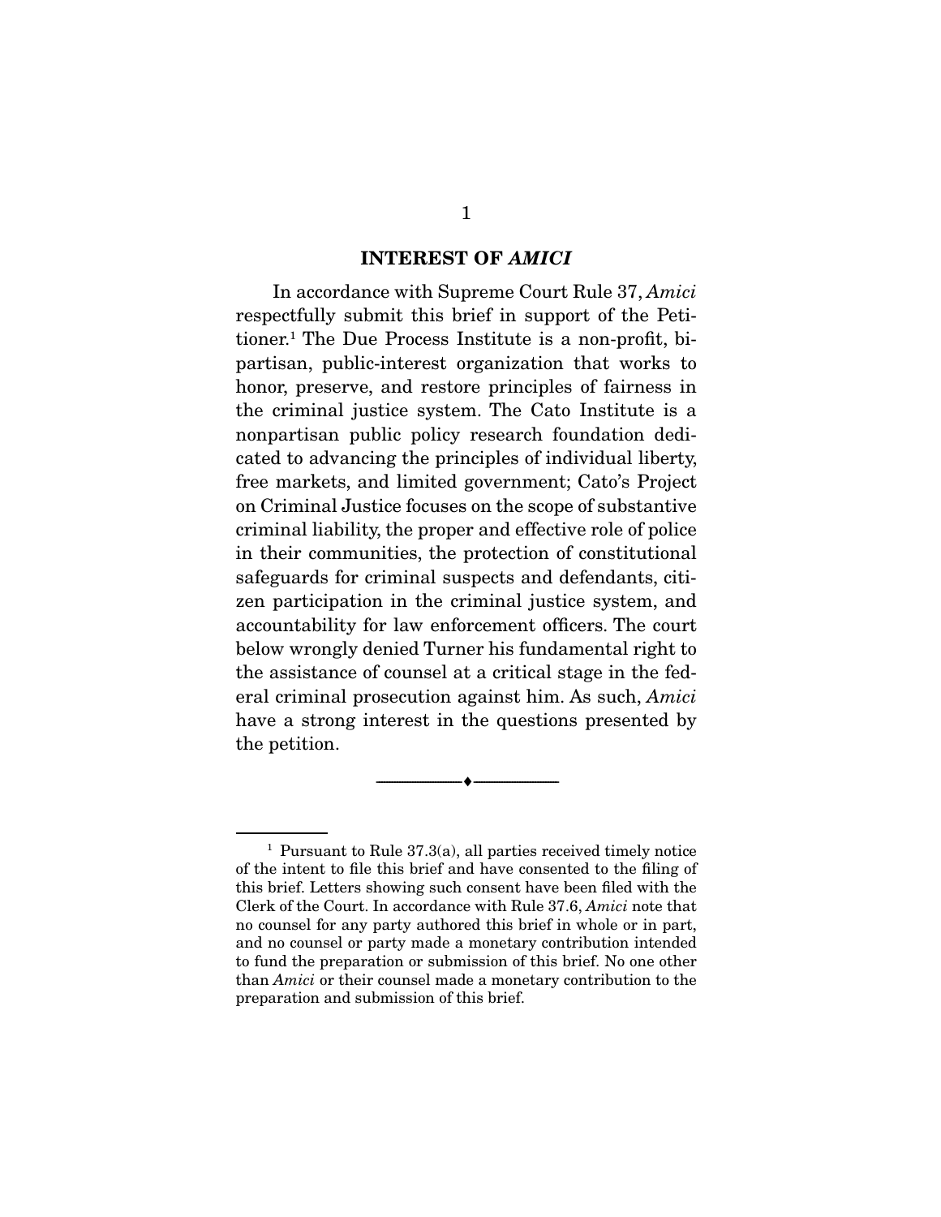## INTEREST OF *AMICI*

In accordance with Supreme Court Rule 37, *Amici* respectfully submit this brief in support of the Petitioner.[1] The Due Process Institute is a non-profit, bipartisan, public-interest organization that works to honor, preserve, and restore principles of fairness in the criminal justice system. The Cato Institute is a nonpartisan public policy research foundation dedicated to advancing the principles of individual liberty, free markets, and limited government; Cato's Project on Criminal Justice focuses on the scope of substantive criminal liability, the proper and effective role of police in their communities, the protection of constitutional safeguards for criminal suspects and defendants, citizen participation in the criminal justice system, and accountability for law enforcement officers. The court below wrongly denied Turner his fundamental right to the assistance of counsel at a critical stage in the federal criminal prosecution against him. As such, *Amici* have a strong interest in the questions presented by the petition.

---

[1] Pursuant to Rule 37.3(a), all parties received timely notice of the intent to file this brief and have consented to the filing of this brief. Letters showing such consent have been filed with the Clerk of the Court. In accordance with Rule 37.6, *Amici* note that no counsel for any party authored this brief in whole or in part, and no counsel or party made a monetary contribution intended to fund the preparation or submission of this brief. No one other than *Amici* or their counsel made a monetary contribution to the preparation and submission of this brief.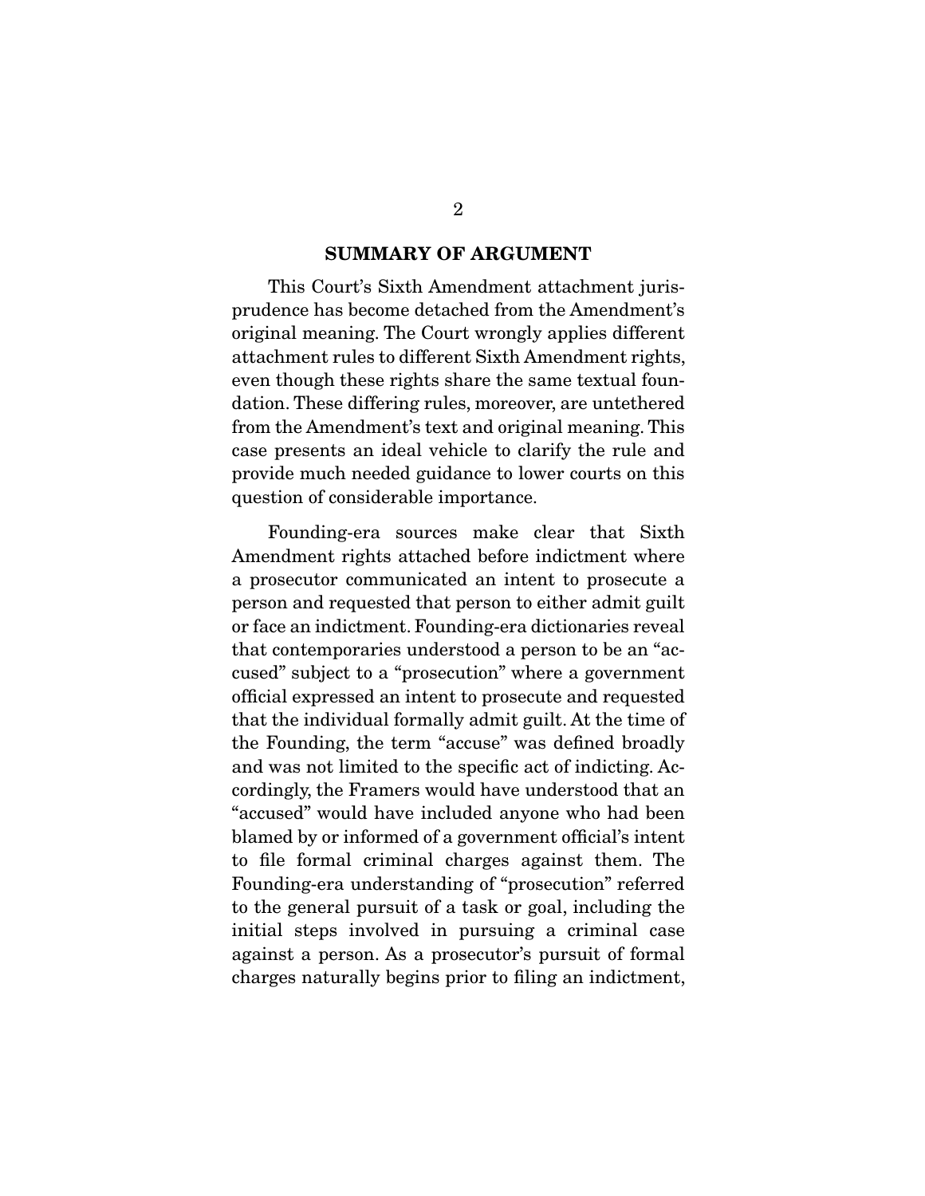## SUMMARY OF ARGUMENT

This Court's Sixth Amendment attachment jurisprudence has become detached from the Amendment's original meaning. The Court wrongly applies different attachment rules to different Sixth Amendment rights, even though these rights share the same textual foundation. These differing rules, moreover, are untethered from the Amendment's text and original meaning. This case presents an ideal vehicle to clarify the rule and provide much needed guidance to lower courts on this question of considerable importance.

Founding-era sources make clear that Sixth Amendment rights attached before indictment where a prosecutor communicated an intent to prosecute a person and requested that person to either admit guilt or face an indictment. Founding-era dictionaries reveal that contemporaries understood a person to be an "accused" subject to a "prosecution" where a government official expressed an intent to prosecute and requested that the individual formally admit guilt. At the time of the Founding, the term "accuse" was defined broadly and was not limited to the specific act of indicting. Accordingly, the Framers would have understood that an "accused" would have included anyone who had been blamed by or informed of a government official's intent to file formal criminal charges against them. The Founding-era understanding of "prosecution" referred to the general pursuit of a task or goal, including the initial steps involved in pursuing a criminal case against a person. As a prosecutor's pursuit of formal charges naturally begins prior to filing an indictment,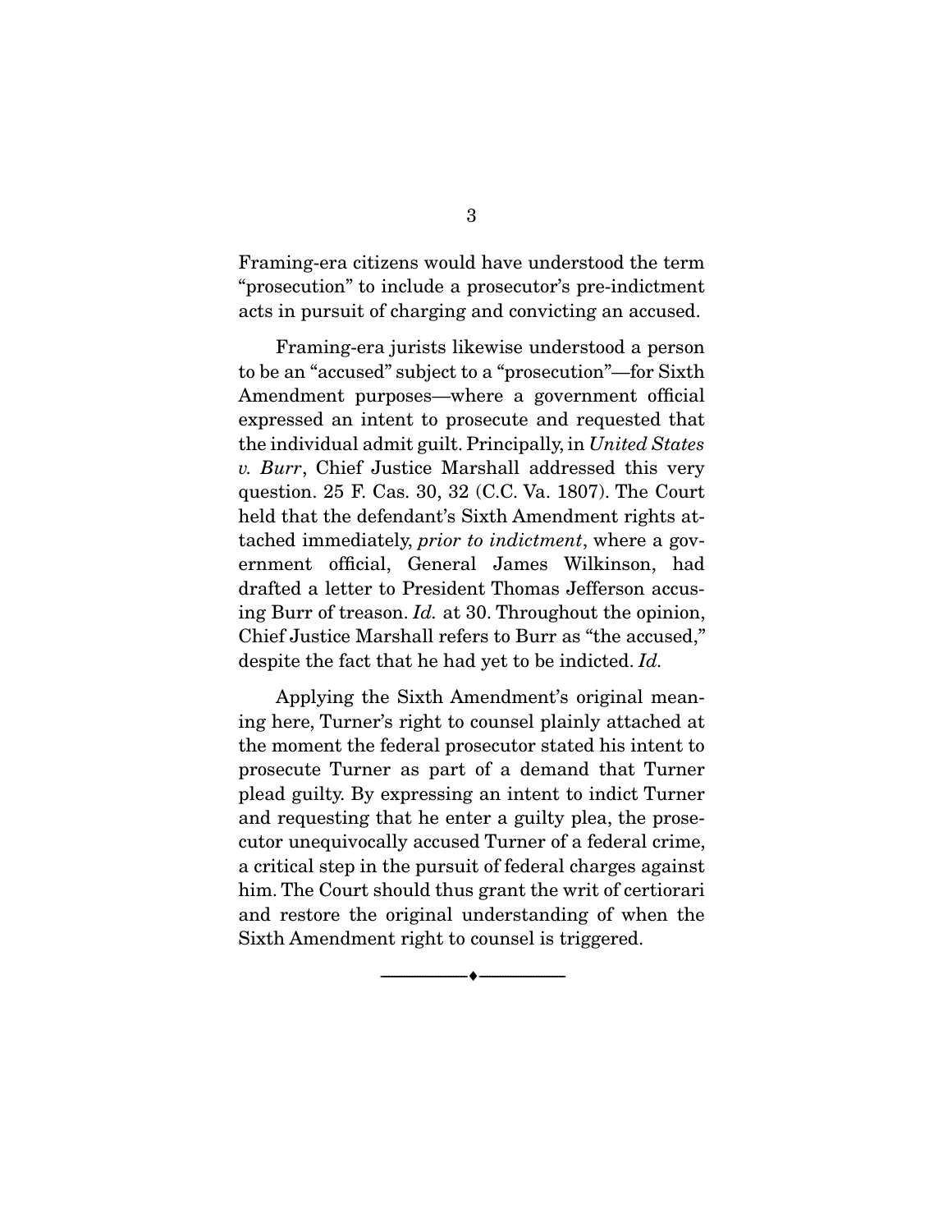Framing-era citizens would have understood the term "prosecution" to include a prosecutor's pre-indictment acts in pursuit of charging and convicting an accused.

Framing-era jurists likewise understood a person to be an "accused" subject to a "prosecution"—for Sixth Amendment purposes—where a government official expressed an intent to prosecute and requested that the individual admit guilt. Principally, in *United States v. Burr*, Chief Justice Marshall addressed this very question. 25 F. Cas. 30, 32 (C.C. Va. 1807). The Court held that the defendant's Sixth Amendment rights attached immediately, *prior to indictment*, where a government official, General James Wilkinson, had drafted a letter to President Thomas Jefferson accusing Burr of treason. *Id.* at 30. Throughout the opinion, Chief Justice Marshall refers to Burr as "the accused," despite the fact that he had yet to be indicted. *Id.*

Applying the Sixth Amendment's original meaning here, Turner's right to counsel plainly attached at the moment the federal prosecutor stated his intent to prosecute Turner as part of a demand that Turner plead guilty. By expressing an intent to indict Turner and requesting that he enter a guilty plea, the prosecutor unequivocally accused Turner of a federal crime, a critical step in the pursuit of federal charges against him. The Court should thus grant the writ of certiorari and restore the original understanding of when the Sixth Amendment right to counsel is triggered.

---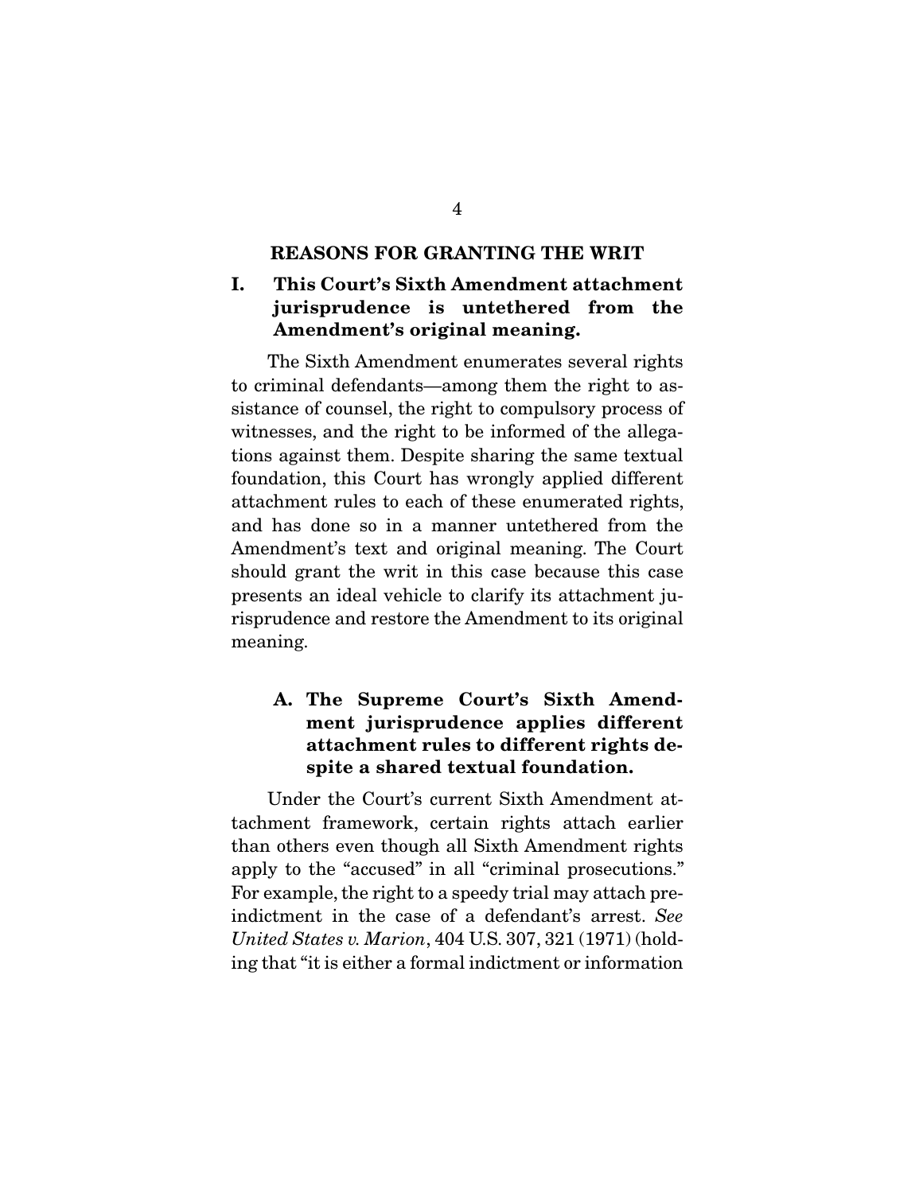## REASONS FOR GRANTING THE WRIT

### I. This Court's Sixth Amendment attachment jurisprudence is untethered from the Amendment's original meaning.

The Sixth Amendment enumerates several rights to criminal defendants—among them the right to assistance of counsel, the right to compulsory process of witnesses, and the right to be informed of the allegations against them. Despite sharing the same textual foundation, this Court has wrongly applied different attachment rules to each of these enumerated rights, and has done so in a manner untethered from the Amendment's text and original meaning. The Court should grant the writ in this case because this case presents an ideal vehicle to clarify its attachment jurisprudence and restore the Amendment to its original meaning.

#### A. The Supreme Court's Sixth Amendment jurisprudence applies different attachment rules to different rights despite a shared textual foundation.

Under the Court's current Sixth Amendment attachment framework, certain rights attach earlier than others even though all Sixth Amendment rights apply to the "accused" in all "criminal prosecutions." For example, the right to a speedy trial may attach preindictment in the case of a defendant's arrest. *See United States v. Marion*, 404 U.S. 307, 321 (1971) (holding that "it is either a formal indictment or information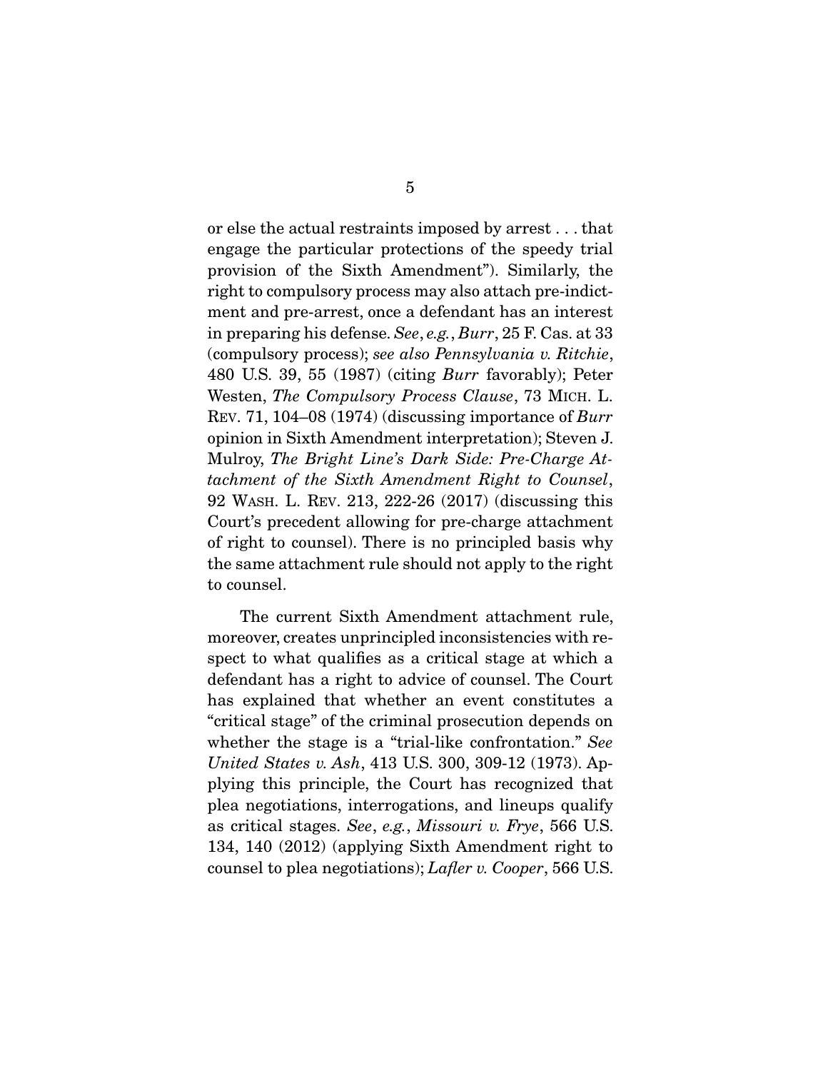or else the actual restraints imposed by arrest . . . that engage the particular protections of the speedy trial provision of the Sixth Amendment"). Similarly, the right to compulsory process may also attach pre-indictment and pre-arrest, once a defendant has an interest in preparing his defense. *See*, *e.g.*, *Burr*, 25 F. Cas. at 33 (compulsory process); *see also Pennsylvania v. Ritchie*, 480 U.S. 39, 55 (1987) (citing *Burr* favorably); Peter Westen, *The Compulsory Process Clause*, 73 MICH. L. REV. 71, 104–08 (1974) (discussing importance of *Burr* opinion in Sixth Amendment interpretation); Steven J. Mulroy, *The Bright Line's Dark Side: Pre-Charge Attachment of the Sixth Amendment Right to Counsel*, 92 WASH. L. REV. 213, 222-26 (2017) (discussing this Court's precedent allowing for pre-charge attachment of right to counsel). There is no principled basis why the same attachment rule should not apply to the right to counsel.

The current Sixth Amendment attachment rule, moreover, creates unprincipled inconsistencies with respect to what qualifies as a critical stage at which a defendant has a right to advice of counsel. The Court has explained that whether an event constitutes a "critical stage" of the criminal prosecution depends on whether the stage is a "trial-like confrontation." *See United States v. Ash*, 413 U.S. 300, 309-12 (1973). Applying this principle, the Court has recognized that plea negotiations, interrogations, and lineups qualify as critical stages. *See*, *e.g.*, *Missouri v. Frye*, 566 U.S. 134, 140 (2012) (applying Sixth Amendment right to counsel to plea negotiations); *Lafler v. Cooper*, 566 U.S.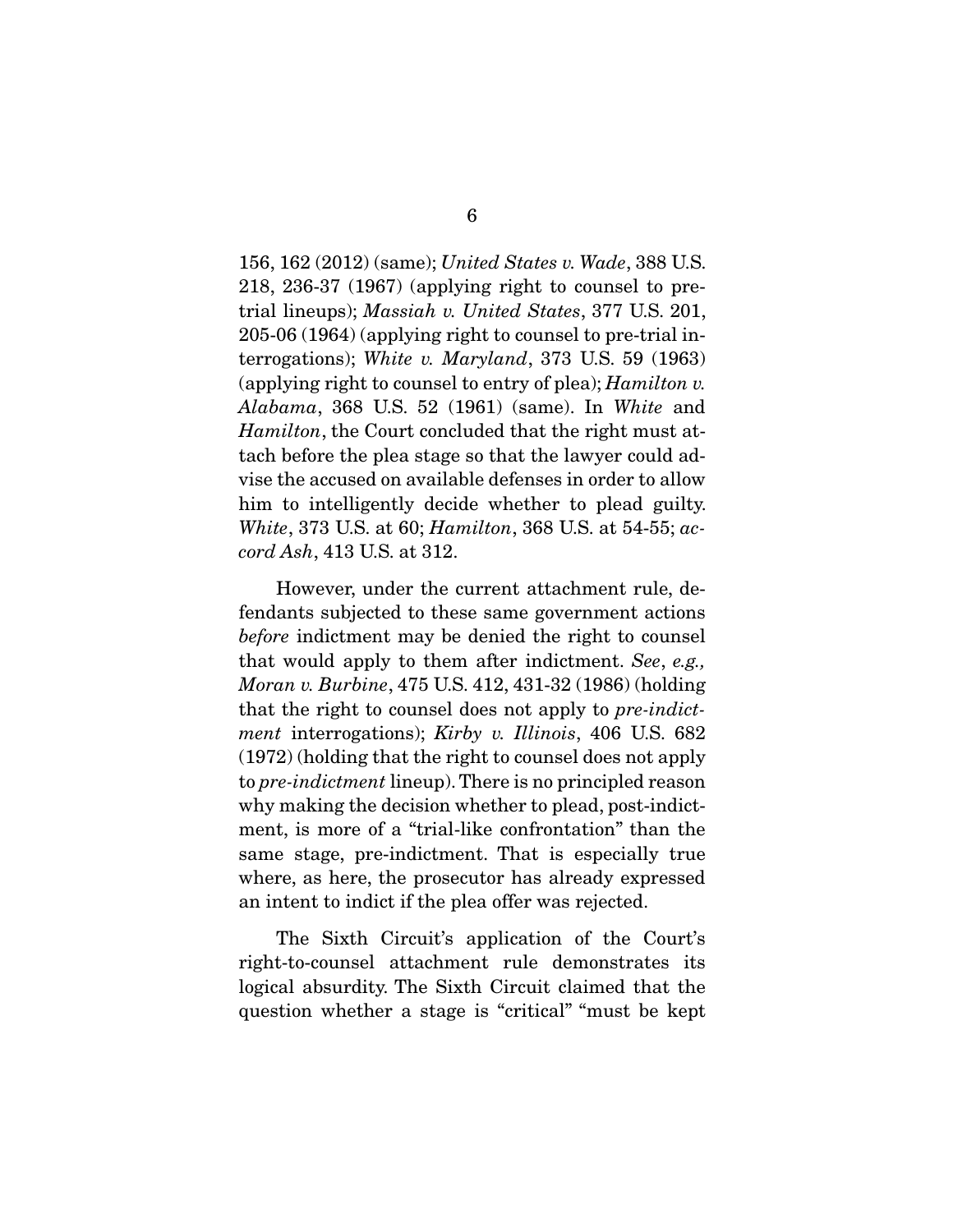156, 162 (2012) (same); *United States v. Wade*, 388 U.S. 218, 236-37 (1967) (applying right to counsel to pre-trial lineups); *Massiah v. United States*, 377 U.S. 201, 205-06 (1964) (applying right to counsel to pre-trial interrogations); *White v. Maryland*, 373 U.S. 59 (1963) (applying right to counsel to entry of plea); *Hamilton v. Alabama*, 368 U.S. 52 (1961) (same). In *White* and *Hamilton*, the Court concluded that the right must attach before the plea stage so that the lawyer could advise the accused on available defenses in order to allow him to intelligently decide whether to plead guilty. *White*, 373 U.S. at 60; *Hamilton*, 368 U.S. at 54-55; *accord Ash*, 413 U.S. at 312.

However, under the current attachment rule, defendants subjected to these same government actions *before* indictment may be denied the right to counsel that would apply to them after indictment. *See*, *e.g., Moran v. Burbine*, 475 U.S. 412, 431-32 (1986) (holding that the right to counsel does not apply to *pre-indictment* interrogations); *Kirby v. Illinois*, 406 U.S. 682 (1972) (holding that the right to counsel does not apply to *pre-indictment* lineup). There is no principled reason why making the decision whether to plead, post-indictment, is more of a "trial-like confrontation" than the same stage, pre-indictment. That is especially true where, as here, the prosecutor has already expressed an intent to indict if the plea offer was rejected.

The Sixth Circuit's application of the Court's right-to-counsel attachment rule demonstrates its logical absurdity. The Sixth Circuit claimed that the question whether a stage is "critical" "must be kept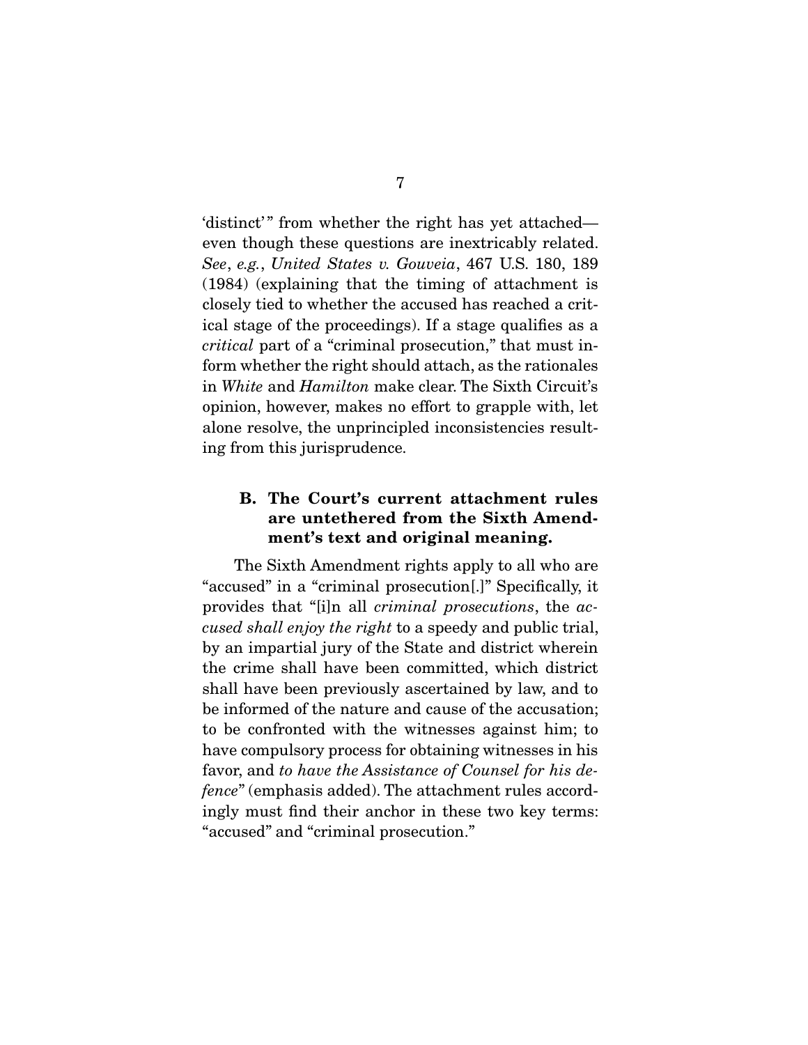'distinct'" from whether the right has yet attached—even though these questions are inextricably related. *See*, *e.g.*, *United States v. Gouveia*, 467 U.S. 180, 189 (1984) (explaining that the timing of attachment is closely tied to whether the accused has reached a critical stage of the proceedings). If a stage qualifies as a *critical* part of a "criminal prosecution," that must inform whether the right should attach, as the rationales in *White* and *Hamilton* make clear. The Sixth Circuit's opinion, however, makes no effort to grapple with, let alone resolve, the unprincipled inconsistencies resulting from this jurisprudence.

### B. The Court's current attachment rules are untethered from the Sixth Amendment's text and original meaning.

The Sixth Amendment rights apply to all who are "accused" in a "criminal prosecution[.]" Specifically, it provides that "[i]n all *criminal prosecutions*, the *accused shall enjoy the right* to a speedy and public trial, by an impartial jury of the State and district wherein the crime shall have been committed, which district shall have been previously ascertained by law, and to be informed of the nature and cause of the accusation; to be confronted with the witnesses against him; to have compulsory process for obtaining witnesses in his favor, and *to have the Assistance of Counsel for his defence*" (emphasis added). The attachment rules accordingly must find their anchor in these two key terms: "accused" and "criminal prosecution."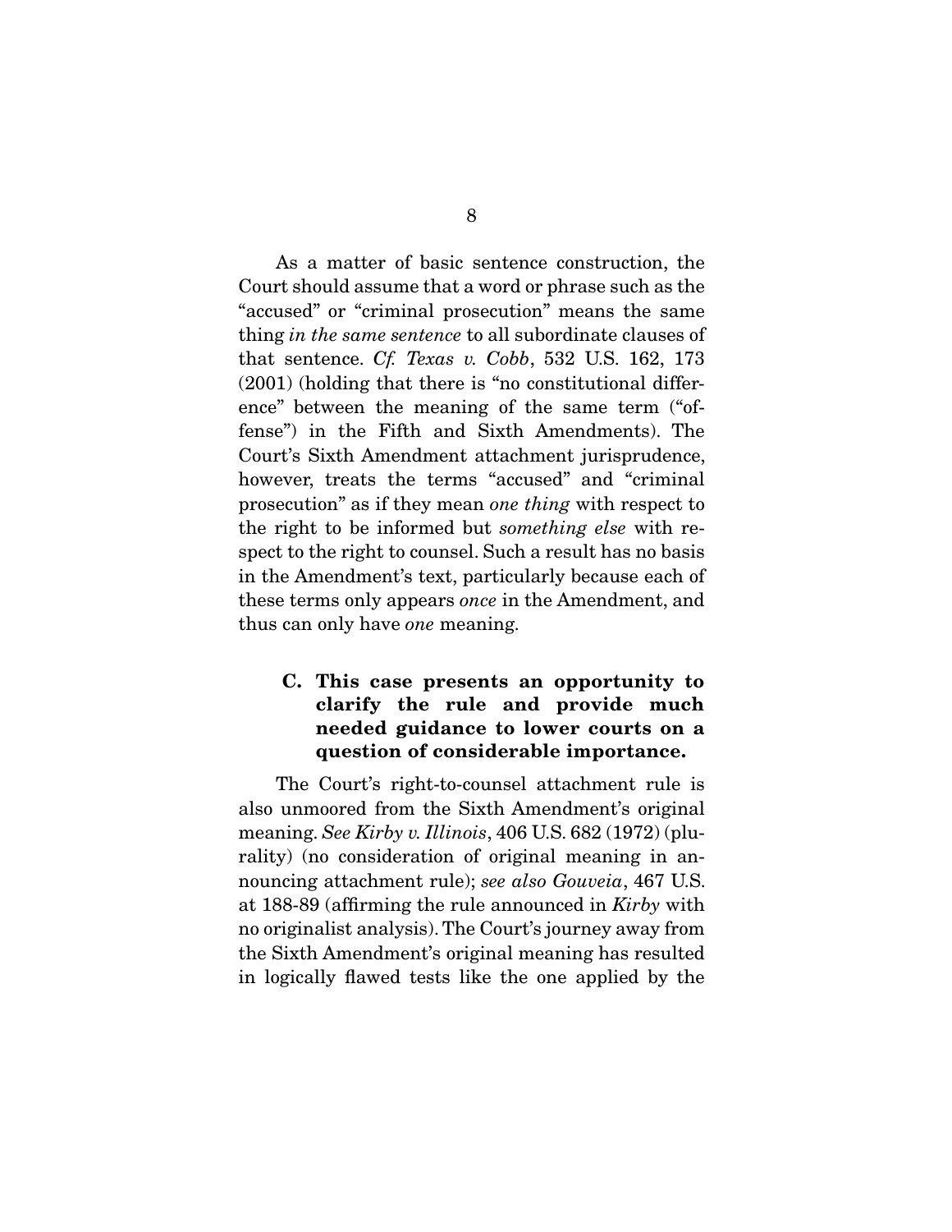As a matter of basic sentence construction, the Court should assume that a word or phrase such as the "accused" or "criminal prosecution" means the same thing *in the same sentence* to all subordinate clauses of that sentence. *Cf. Texas v. Cobb*, 532 U.S. 162, 173 (2001) (holding that there is "no constitutional difference" between the meaning of the same term ("offense") in the Fifth and Sixth Amendments). The Court's Sixth Amendment attachment jurisprudence, however, treats the terms "accused" and "criminal prosecution" as if they mean *one thing* with respect to the right to be informed but *something else* with respect to the right to counsel. Such a result has no basis in the Amendment's text, particularly because each of these terms only appears *once* in the Amendment, and thus can only have *one* meaning.

### C. This case presents an opportunity to clarify the rule and provide much needed guidance to lower courts on a question of considerable importance.

The Court's right-to-counsel attachment rule is also unmoored from the Sixth Amendment's original meaning. *See Kirby v. Illinois*, 406 U.S. 682 (1972) (plurality) (no consideration of original meaning in announcing attachment rule); *see also Gouveia*, 467 U.S. at 188-89 (affirming the rule announced in *Kirby* with no originalist analysis). The Court's journey away from the Sixth Amendment's original meaning has resulted in logically flawed tests like the one applied by the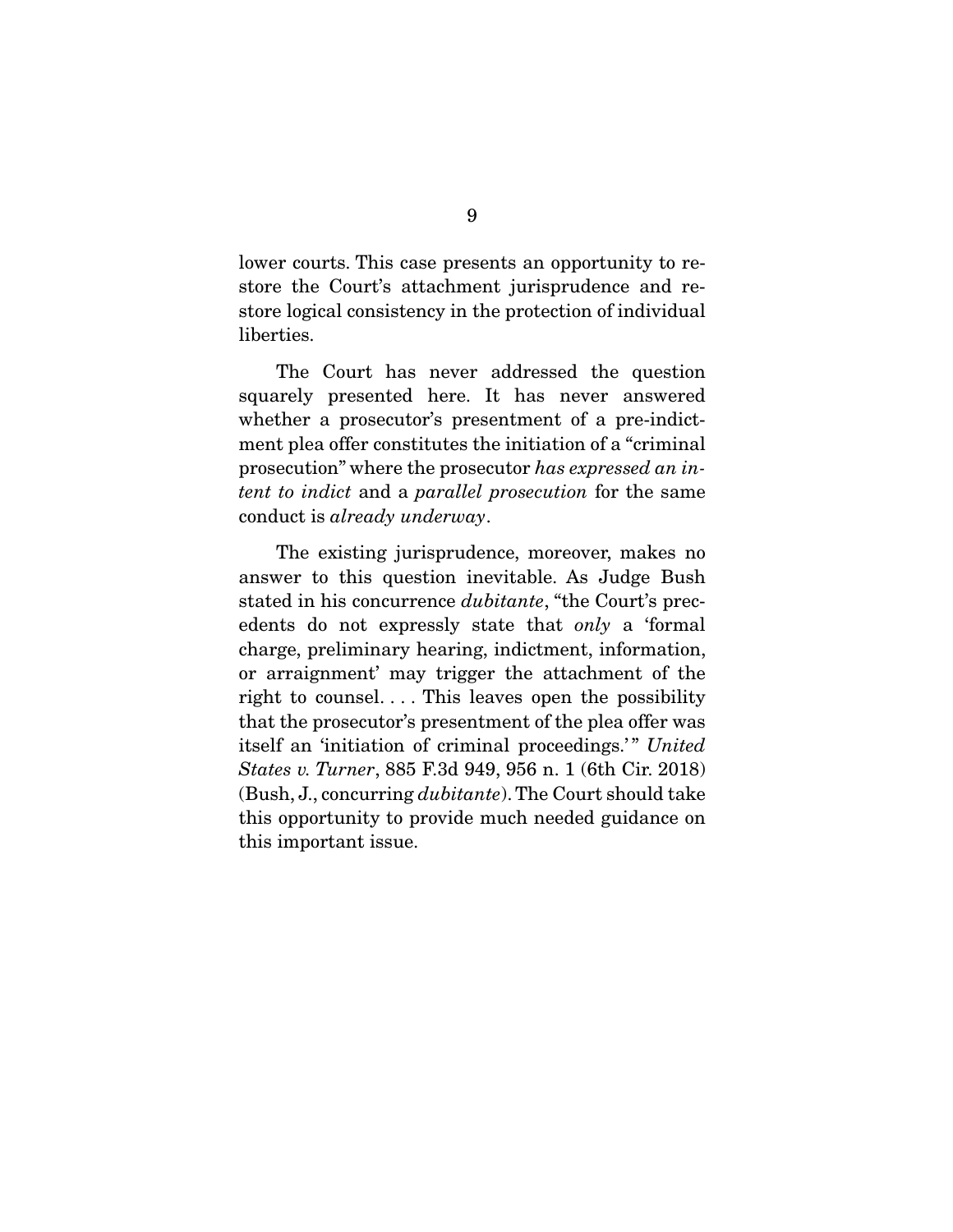lower courts. This case presents an opportunity to restore the Court's attachment jurisprudence and restore logical consistency in the protection of individual liberties.

The Court has never addressed the question squarely presented here. It has never answered whether a prosecutor's presentment of a pre-indictment plea offer constitutes the initiation of a "criminal prosecution" where the prosecutor *has expressed an intent to indict* and a *parallel prosecution* for the same conduct is *already underway*.

The existing jurisprudence, moreover, makes no answer to this question inevitable. As Judge Bush stated in his concurrence *dubitante*, "the Court's precedents do not expressly state that *only* a 'formal charge, preliminary hearing, indictment, information, or arraignment' may trigger the attachment of the right to counsel. . . . This leaves open the possibility that the prosecutor's presentment of the plea offer was itself an 'initiation of criminal proceedings.'" *United States v. Turner*, 885 F.3d 949, 956 n. 1 (6th Cir. 2018) (Bush, J., concurring *dubitante*). The Court should take this opportunity to provide much needed guidance on this important issue.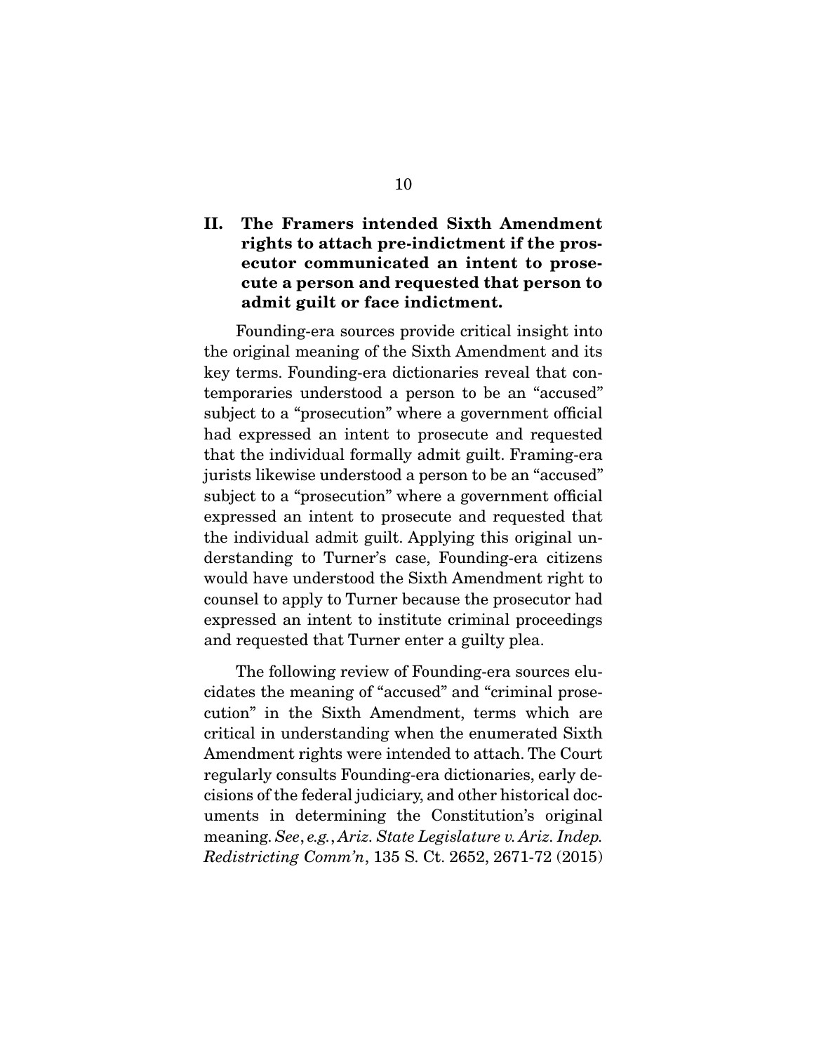## II. The Framers intended Sixth Amendment rights to attach pre-indictment if the prosecutor communicated an intent to prosecute a person and requested that person to admit guilt or face indictment.

Founding-era sources provide critical insight into the original meaning of the Sixth Amendment and its key terms. Founding-era dictionaries reveal that contemporaries understood a person to be an "accused" subject to a "prosecution" where a government official had expressed an intent to prosecute and requested that the individual formally admit guilt. Framing-era jurists likewise understood a person to be an "accused" subject to a "prosecution" where a government official expressed an intent to prosecute and requested that the individual admit guilt. Applying this original understanding to Turner's case, Founding-era citizens would have understood the Sixth Amendment right to counsel to apply to Turner because the prosecutor had expressed an intent to institute criminal proceedings and requested that Turner enter a guilty plea.

The following review of Founding-era sources elucidates the meaning of "accused" and "criminal prosecution" in the Sixth Amendment, terms which are critical in understanding when the enumerated Sixth Amendment rights were intended to attach. The Court regularly consults Founding-era dictionaries, early decisions of the federal judiciary, and other historical documents in determining the Constitution's original meaning. *See*, *e.g.*, *Ariz. State Legislature v. Ariz. Indep. Redistricting Comm'n*, 135 S. Ct. 2652, 2671-72 (2015)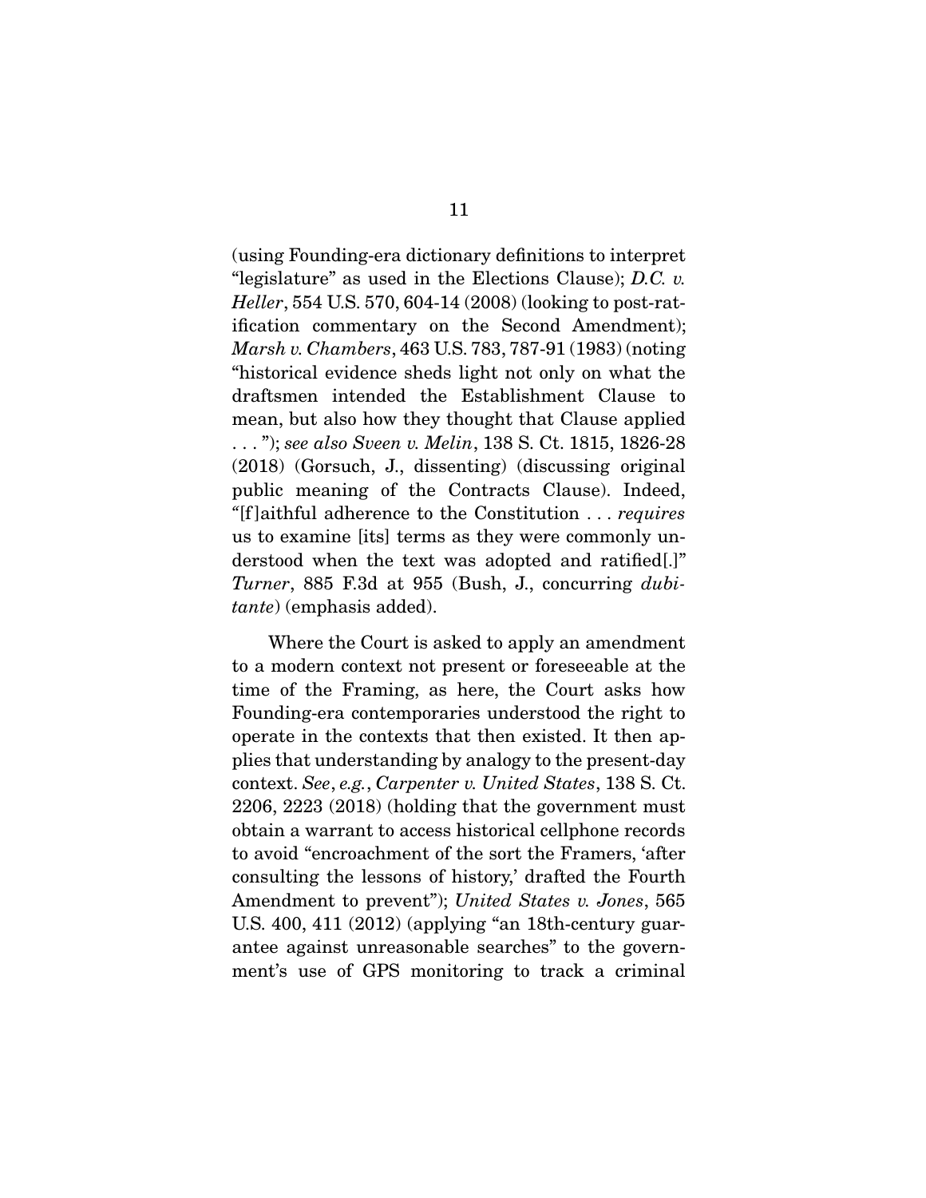(using Founding-era dictionary definitions to interpret "legislature" as used in the Elections Clause); *D.C. v. Heller*, 554 U.S. 570, 604-14 (2008) (looking to post-ratification commentary on the Second Amendment); *Marsh v. Chambers*, 463 U.S. 783, 787-91 (1983) (noting "historical evidence sheds light not only on what the draftsmen intended the Establishment Clause to mean, but also how they thought that Clause applied . . . "); *see also Sveen v. Melin*, 138 S. Ct. 1815, 1826-28 (2018) (Gorsuch, J., dissenting) (discussing original public meaning of the Contracts Clause). Indeed, "[f]aithful adherence to the Constitution . . . *requires* us to examine [its] terms as they were commonly understood when the text was adopted and ratified[.]" *Turner*, 885 F.3d at 955 (Bush, J., concurring *dubitante*) (emphasis added).

Where the Court is asked to apply an amendment to a modern context not present or foreseeable at the time of the Framing, as here, the Court asks how Founding-era contemporaries understood the right to operate in the contexts that then existed. It then applies that understanding by analogy to the present-day context. *See*, *e.g.*, *Carpenter v. United States*, 138 S. Ct. 2206, 2223 (2018) (holding that the government must obtain a warrant to access historical cellphone records to avoid "encroachment of the sort the Framers, 'after consulting the lessons of history,' drafted the Fourth Amendment to prevent"); *United States v. Jones*, 565 U.S. 400, 411 (2012) (applying "an 18th-century guarantee against unreasonable searches" to the government's use of GPS monitoring to track a criminal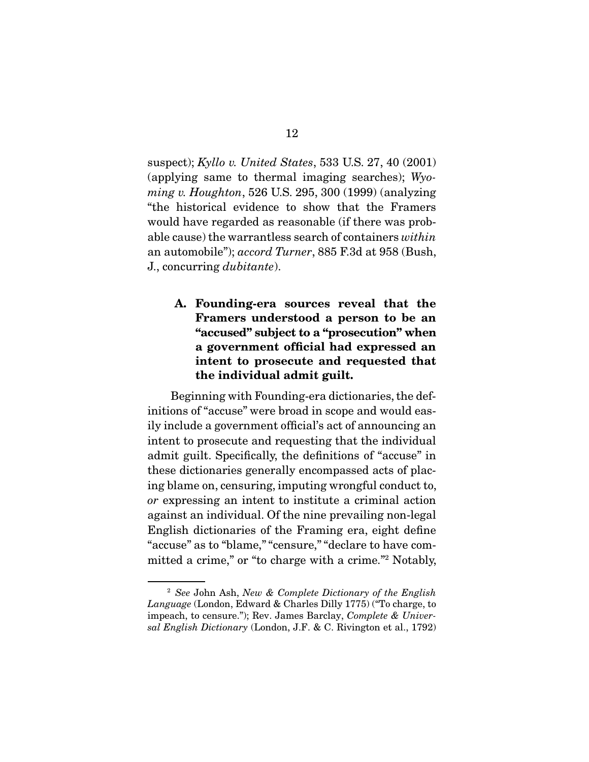suspect); *Kyllo v. United States*, 533 U.S. 27, 40 (2001) (applying same to thermal imaging searches); *Wyoming v. Houghton*, 526 U.S. 295, 300 (1999) (analyzing "the historical evidence to show that the Framers would have regarded as reasonable (if there was probable cause) the warrantless search of containers *within* an automobile"); *accord Turner*, 885 F.3d at 958 (Bush, J., concurring *dubitante*).

### A. Founding-era sources reveal that the Framers understood a person to be an "accused" subject to a "prosecution" when a government official had expressed an intent to prosecute and requested that the individual admit guilt.

Beginning with Founding-era dictionaries, the definitions of "accuse" were broad in scope and would easily include a government official's act of announcing an intent to prosecute and requesting that the individual admit guilt. Specifically, the definitions of "accuse" in these dictionaries generally encompassed acts of placing blame on, censuring, imputing wrongful conduct to, *or* expressing an intent to institute a criminal action against an individual. Of the nine prevailing non-legal English dictionaries of the Framing era, eight define "accuse" as to "blame," "censure," "declare to have committed a crime," or "to charge with a crime."[2] Notably,

---

[2] *See* John Ash, *New & Complete Dictionary of the English Language* (London, Edward & Charles Dilly 1775) ("To charge, to impeach, to censure."); Rev. James Barclay, *Complete & Universal English Dictionary* (London, J.F. & C. Rivington et al., 1792)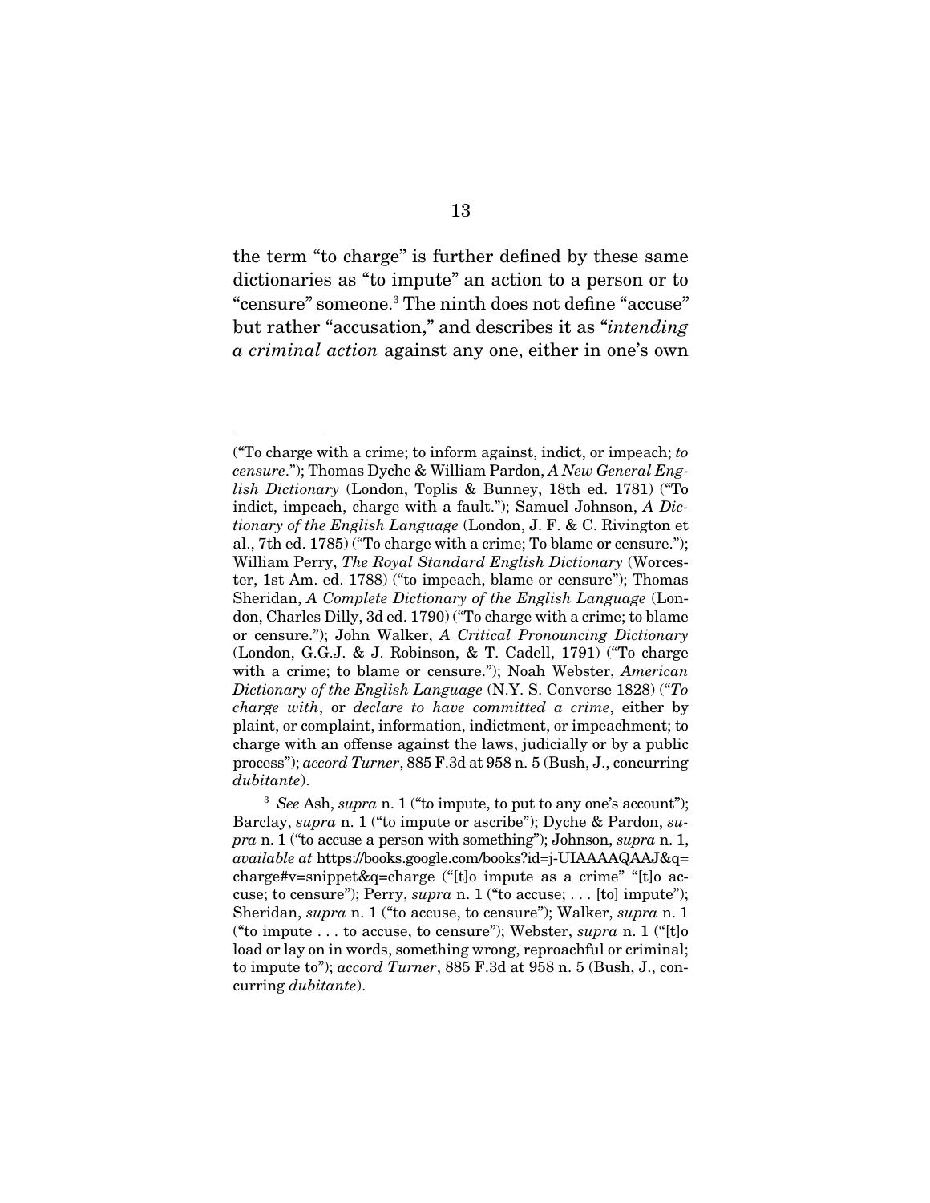the term "to charge" is further defined by these same dictionaries as "to impute" an action to a person or to "censure" someone.[3] The ninth does not define "accuse" but rather "accusation," and describes it as "*intending a criminal action* against any one, either in one's own

---

("To charge with a crime; to inform against, indict, or impeach; *to censure*."); Thomas Dyche & William Pardon, *A New General English Dictionary* (London, Toplis & Bunney, 18th ed. 1781) ("To indict, impeach, charge with a fault."); Samuel Johnson, *A Dictionary of the English Language* (London, J. F. & C. Rivington et al., 7th ed. 1785) ("To charge with a crime; To blame or censure."); William Perry, *The Royal Standard English Dictionary* (Worcester, 1st Am. ed. 1788) ("to impeach, blame or censure"); Thomas Sheridan, *A Complete Dictionary of the English Language* (London, Charles Dilly, 3d ed. 1790) ("To charge with a crime; to blame or censure."); John Walker, *A Critical Pronouncing Dictionary* (London, G.G.J. & J. Robinson, & T. Cadell, 1791) ("To charge with a crime; to blame or censure."); Noah Webster, *American Dictionary of the English Language* (N.Y. S. Converse 1828) ("*To charge with*, or *declare to have committed a crime*, either by plaint, or complaint, information, indictment, or impeachment; to charge with an offense against the laws, judicially or by a public process"); *accord Turner*, 885 F.3d at 958 n. 5 (Bush, J., concurring *dubitante*).

[3] *See* Ash, *supra* n. 1 ("to impute, to put to any one's account"); Barclay, *supra* n. 1 ("to impute or ascribe"); Dyche & Pardon, *supra* n. 1 ("to accuse a person with something"); Johnson, *supra* n. 1, *available at* https://books.google.com/books?id=j-UIAAAAQAAJ&q=charge#v=snippet&q=charge ("[t]o impute as a crime" "[t]o accuse; to censure"); Perry, *supra* n. 1 ("to accuse; . . . [to] impute"); Sheridan, *supra* n. 1 ("to accuse, to censure"); Walker, *supra* n. 1 ("to impute . . . to accuse, to censure"); Webster, *supra* n. 1 ("[t]o load or lay on in words, something wrong, reproachful or criminal; to impute to"); *accord Turner*, 885 F.3d at 958 n. 5 (Bush, J., concurring *dubitante*).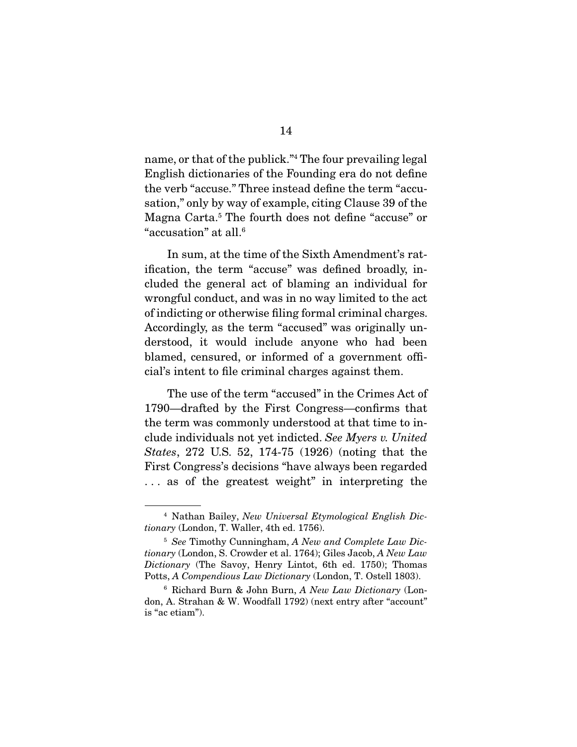name, or that of the publick."[4] The four prevailing legal English dictionaries of the Founding era do not define the verb "accuse." Three instead define the term "accusation," only by way of example, citing Clause 39 of the Magna Carta.[5] The fourth does not define "accuse" or "accusation" at all.[6]

In sum, at the time of the Sixth Amendment's ratification, the term "accuse" was defined broadly, included the general act of blaming an individual for wrongful conduct, and was in no way limited to the act of indicting or otherwise filing formal criminal charges. Accordingly, as the term "accused" was originally understood, it would include anyone who had been blamed, censured, or informed of a government official's intent to file criminal charges against them.

The use of the term "accused" in the Crimes Act of 1790—drafted by the First Congress—confirms that the term was commonly understood at that time to include individuals not yet indicted. *See Myers v. United States*, 272 U.S. 52, 174-75 (1926) (noting that the First Congress's decisions "have always been regarded . . . as of the greatest weight" in interpreting the

---

[4] Nathan Bailey, *New Universal Etymological English Dictionary* (London, T. Waller, 4th ed. 1756).

[5] *See* Timothy Cunningham, *A New and Complete Law Dictionary* (London, S. Crowder et al. 1764); Giles Jacob, *A New Law Dictionary* (The Savoy, Henry Lintot, 6th ed. 1750); Thomas Potts, *A Compendious Law Dictionary* (London, T. Ostell 1803).

[6] Richard Burn & John Burn, *A New Law Dictionary* (London, A. Strahan & W. Woodfall 1792) (next entry after "account" is "ac etiam").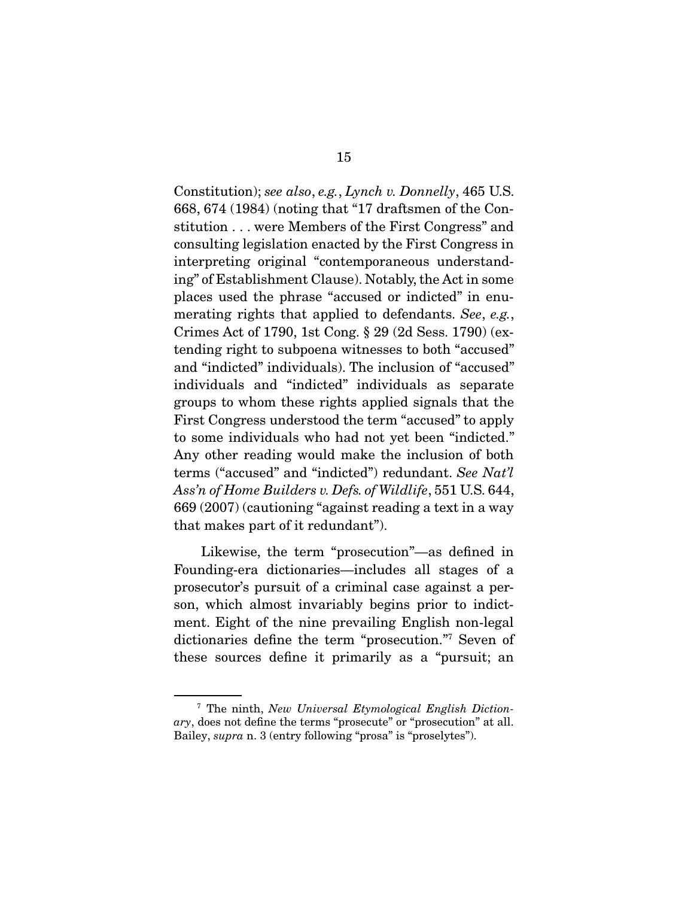Constitution); *see also*, *e.g.*, *Lynch v. Donnelly*, 465 U.S. 668, 674 (1984) (noting that "17 draftsmen of the Constitution . . . were Members of the First Congress" and consulting legislation enacted by the First Congress in interpreting original "contemporaneous understanding" of Establishment Clause). Notably, the Act in some places used the phrase "accused or indicted" in enumerating rights that applied to defendants. *See*, *e.g.*, Crimes Act of 1790, 1st Cong. § 29 (2d Sess. 1790) (extending right to subpoena witnesses to both "accused" and "indicted" individuals). The inclusion of "accused" individuals and "indicted" individuals as separate groups to whom these rights applied signals that the First Congress understood the term "accused" to apply to some individuals who had not yet been "indicted." Any other reading would make the inclusion of both terms ("accused" and "indicted") redundant. *See Nat'l Ass'n of Home Builders v. Defs. of Wildlife*, 551 U.S. 644, 669 (2007) (cautioning "against reading a text in a way that makes part of it redundant").

Likewise, the term "prosecution"—as defined in Founding-era dictionaries—includes all stages of a prosecutor's pursuit of a criminal case against a person, which almost invariably begins prior to indictment. Eight of the nine prevailing English non-legal dictionaries define the term "prosecution."[7] Seven of these sources define it primarily as a "pursuit; an

---

[7] The ninth, *New Universal Etymological English Dictionary*, does not define the terms "prosecute" or "prosecution" at all. Bailey, *supra* n. 3 (entry following "prosa" is "proselytes").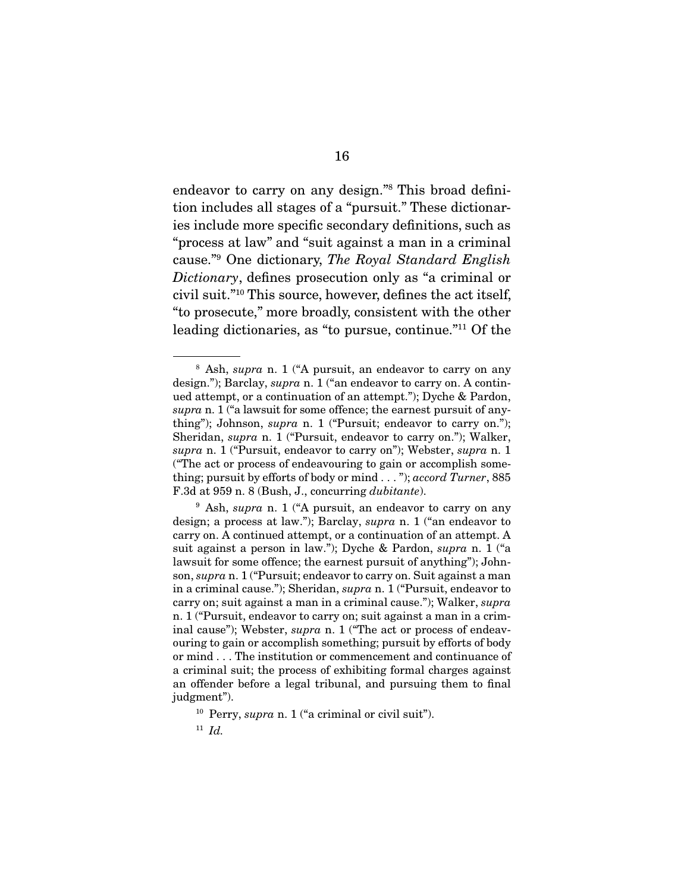endeavor to carry on any design."[8] This broad definition includes all stages of a "pursuit." These dictionaries include more specific secondary definitions, such as "process at law" and "suit against a man in a criminal cause."[9] One dictionary, *The Royal Standard English Dictionary*, defines prosecution only as "a criminal or civil suit."[10] This source, however, defines the act itself, "to prosecute," more broadly, consistent with the other leading dictionaries, as "to pursue, continue."[11] Of the

---

[8] Ash, *supra* n. 1 ("A pursuit, an endeavor to carry on any design."); Barclay, *supra* n. 1 ("an endeavor to carry on. A continued attempt, or a continuation of an attempt."); Dyche & Pardon, *supra* n. 1 ("a lawsuit for some offence; the earnest pursuit of anything"); Johnson, *supra* n. 1 ("Pursuit; endeavor to carry on."); Sheridan, *supra* n. 1 ("Pursuit, endeavor to carry on."); Walker, *supra* n. 1 ("Pursuit, endeavor to carry on"); Webster, *supra* n. 1 ("The act or process of endeavouring to gain or accomplish something; pursuit by efforts of body or mind . . . "); *accord Turner*, 885 F.3d at 959 n. 8 (Bush, J., concurring *dubitante*).

[9] Ash, *supra* n. 1 ("A pursuit, an endeavor to carry on any design; a process at law."); Barclay, *supra* n. 1 ("an endeavor to carry on. A continued attempt, or a continuation of an attempt. A suit against a person in law."); Dyche & Pardon, *supra* n. 1 ("a lawsuit for some offence; the earnest pursuit of anything"); Johnson, *supra* n. 1 ("Pursuit; endeavor to carry on. Suit against a man in a criminal cause."); Sheridan, *supra* n. 1 ("Pursuit, endeavor to carry on; suit against a man in a criminal cause."); Walker, *supra* n. 1 ("Pursuit, endeavor to carry on; suit against a man in a criminal cause"); Webster, *supra* n. 1 ("The act or process of endeavouring to gain or accomplish something; pursuit by efforts of body or mind . . . The institution or commencement and continuance of a criminal suit; the process of exhibiting formal charges against an offender before a legal tribunal, and pursuing them to final judgment").

[10] Perry, *supra* n. 1 ("a criminal or civil suit").

[11] *Id.*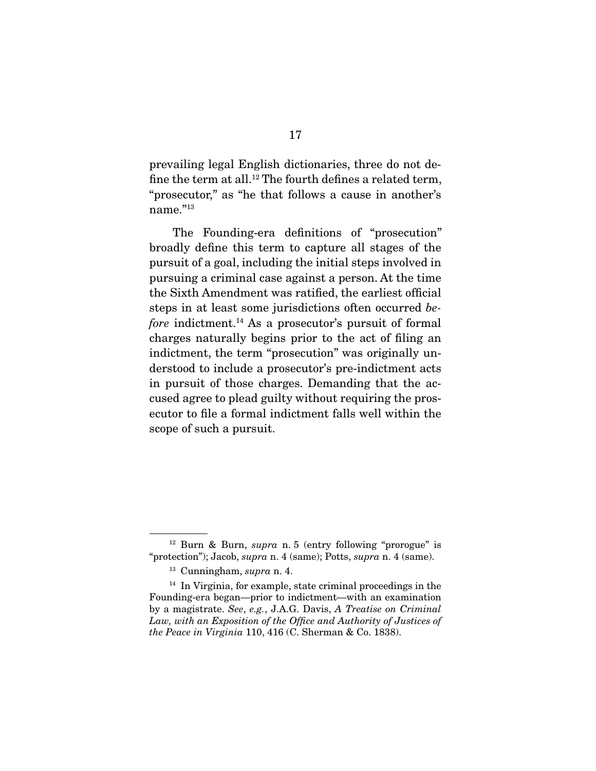prevailing legal English dictionaries, three do not define the term at all.[12] The fourth defines a related term, "prosecutor," as "he that follows a cause in another's name."[13]

The Founding-era definitions of "prosecution" broadly define this term to capture all stages of the pursuit of a goal, including the initial steps involved in pursuing a criminal case against a person. At the time the Sixth Amendment was ratified, the earliest official steps in at least some jurisdictions often occurred *before* indictment.[14] As a prosecutor's pursuit of formal charges naturally begins prior to the act of filing an indictment, the term "prosecution" was originally understood to include a prosecutor's pre-indictment acts in pursuit of those charges. Demanding that the accused agree to plead guilty without requiring the prosecutor to file a formal indictment falls well within the scope of such a pursuit.

---

[12] Burn & Burn, *supra* n. 5 (entry following "prorogue" is "protection"); Jacob, *supra* n. 4 (same); Potts, *supra* n. 4 (same).

[13] Cunningham, *supra* n. 4.

[14] In Virginia, for example, state criminal proceedings in the Founding-era began—prior to indictment—with an examination by a magistrate. *See*, *e.g.*, J.A.G. Davis, *A Treatise on Criminal Law, with an Exposition of the Office and Authority of Justices of the Peace in Virginia* 110, 416 (C. Sherman & Co. 1838).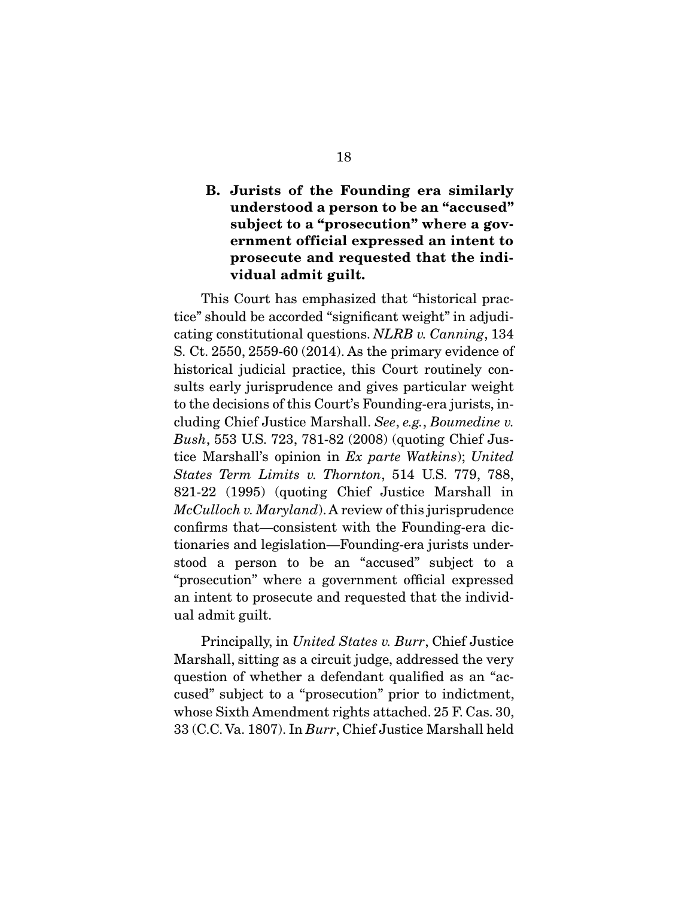### B. Jurists of the Founding era similarly understood a person to be an "accused" subject to a "prosecution" where a government official expressed an intent to prosecute and requested that the individual admit guilt.

This Court has emphasized that "historical practice" should be accorded "significant weight" in adjudicating constitutional questions. *NLRB v. Canning*, 134 S. Ct. 2550, 2559-60 (2014). As the primary evidence of historical judicial practice, this Court routinely consults early jurisprudence and gives particular weight to the decisions of this Court's Founding-era jurists, including Chief Justice Marshall. *See*, *e.g.*, *Boumedine v. Bush*, 553 U.S. 723, 781-82 (2008) (quoting Chief Justice Marshall's opinion in *Ex parte Watkins*); *United States Term Limits v. Thornton*, 514 U.S. 779, 788, 821-22 (1995) (quoting Chief Justice Marshall in *McCulloch v. Maryland*). A review of this jurisprudence confirms that—consistent with the Founding-era dictionaries and legislation—Founding-era jurists understood a person to be an "accused" subject to a "prosecution" where a government official expressed an intent to prosecute and requested that the individual admit guilt.

Principally, in *United States v. Burr*, Chief Justice Marshall, sitting as a circuit judge, addressed the very question of whether a defendant qualified as an "accused" subject to a "prosecution" prior to indictment, whose Sixth Amendment rights attached. 25 F. Cas. 30, 33 (C.C. Va. 1807). In *Burr*, Chief Justice Marshall held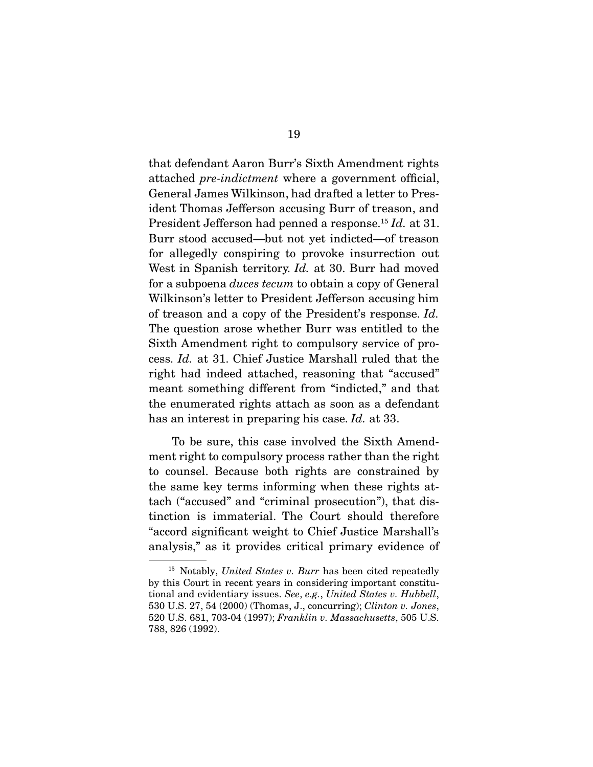that defendant Aaron Burr's Sixth Amendment rights attached *pre-indictment* where a government official, General James Wilkinson, had drafted a letter to President Thomas Jefferson accusing Burr of treason, and President Jefferson had penned a response.[15] *Id.* at 31. Burr stood accused—but not yet indicted—of treason for allegedly conspiring to provoke insurrection out West in Spanish territory. *Id.* at 30. Burr had moved for a subpoena *duces tecum* to obtain a copy of General Wilkinson's letter to President Jefferson accusing him of treason and a copy of the President's response. *Id.* The question arose whether Burr was entitled to the Sixth Amendment right to compulsory service of process. *Id.* at 31. Chief Justice Marshall ruled that the right had indeed attached, reasoning that "accused" meant something different from "indicted," and that the enumerated rights attach as soon as a defendant has an interest in preparing his case. *Id.* at 33.

To be sure, this case involved the Sixth Amendment right to compulsory process rather than the right to counsel. Because both rights are constrained by the same key terms informing when these rights attach ("accused" and "criminal prosecution"), that distinction is immaterial. The Court should therefore "accord significant weight to Chief Justice Marshall's analysis," as it provides critical primary evidence of

[15] Notably, *United States v. Burr* has been cited repeatedly by this Court in recent years in considering important constitutional and evidentiary issues. *See*, *e.g.*, *United States v. Hubbell*, 530 U.S. 27, 54 (2000) (Thomas, J., concurring); *Clinton v. Jones*, 520 U.S. 681, 703-04 (1997); *Franklin v. Massachusetts*, 505 U.S. 788, 826 (1992).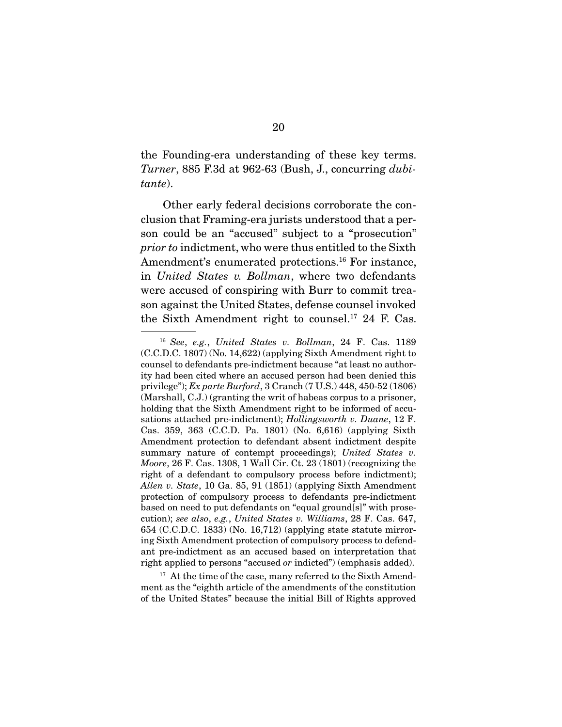the Founding-era understanding of these key terms. *Turner*, 885 F.3d at 962-63 (Bush, J., concurring *dubitante*).

Other early federal decisions corroborate the conclusion that Framing-era jurists understood that a person could be an "accused" subject to a "prosecution" *prior to* indictment, who were thus entitled to the Sixth Amendment's enumerated protections.[16] For instance, in *United States v. Bollman*, where two defendants were accused of conspiring with Burr to commit treason against the United States, defense counsel invoked the Sixth Amendment right to counsel.[17] 24 F. Cas.

---

[16] *See*, *e.g.*, *United States v. Bollman*, 24 F. Cas. 1189 (C.C.D.C. 1807) (No. 14,622) (applying Sixth Amendment right to counsel to defendants pre-indictment because "at least no authority had been cited where an accused person had been denied this privilege"); *Ex parte Burford*, 3 Cranch (7 U.S.) 448, 450-52 (1806) (Marshall, C.J.) (granting the writ of habeas corpus to a prisoner, holding that the Sixth Amendment right to be informed of accusations attached pre-indictment); *Hollingsworth v. Duane*, 12 F. Cas. 359, 363 (C.C.D. Pa. 1801) (No. 6,616) (applying Sixth Amendment protection to defendant absent indictment despite summary nature of contempt proceedings); *United States v. Moore*, 26 F. Cas. 1308, 1 Wall Cir. Ct. 23 (1801) (recognizing the right of a defendant to compulsory process before indictment); *Allen v. State*, 10 Ga. 85, 91 (1851) (applying Sixth Amendment protection of compulsory process to defendants pre-indictment based on need to put defendants on "equal ground[s]" with prosecution); *see also*, *e.g.*, *United States v. Williams*, 28 F. Cas. 647, 654 (C.C.D.C. 1833) (No. 16,712) (applying state statute mirroring Sixth Amendment protection of compulsory process to defendant pre-indictment as an accused based on interpretation that right applied to persons "accused *or* indicted") (emphasis added).

[17] At the time of the case, many referred to the Sixth Amendment as the "eighth article of the amendments of the constitution of the United States" because the initial Bill of Rights approved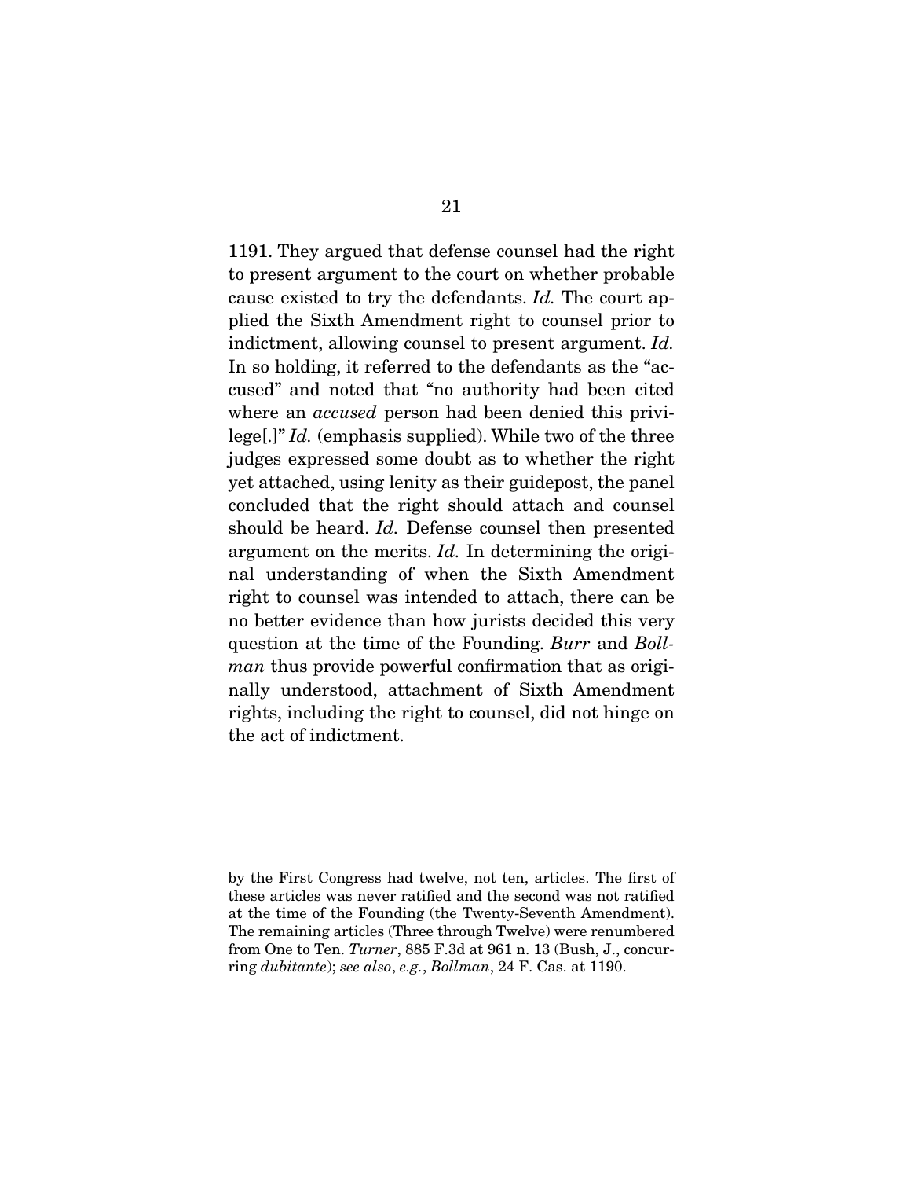1191. They argued that defense counsel had the right to present argument to the court on whether probable cause existed to try the defendants. *Id.* The court applied the Sixth Amendment right to counsel prior to indictment, allowing counsel to present argument. *Id.* In so holding, it referred to the defendants as the "accused" and noted that "no authority had been cited where an *accused* person had been denied this privilege[.]" *Id.* (emphasis supplied). While two of the three judges expressed some doubt as to whether the right yet attached, using lenity as their guidepost, the panel concluded that the right should attach and counsel should be heard. *Id.* Defense counsel then presented argument on the merits. *Id.* In determining the original understanding of when the Sixth Amendment right to counsel was intended to attach, there can be no better evidence than how jurists decided this very question at the time of the Founding. *Burr* and *Bollman* thus provide powerful confirmation that as originally understood, attachment of Sixth Amendment rights, including the right to counsel, did not hinge on the act of indictment.

---

by the First Congress had twelve, not ten, articles. The first of these articles was never ratified and the second was not ratified at the time of the Founding (the Twenty-Seventh Amendment). The remaining articles (Three through Twelve) were renumbered from One to Ten. *Turner*, 885 F.3d at 961 n. 13 (Bush, J., concurring *dubitante*); *see also*, *e.g.*, *Bollman*, 24 F. Cas. at 1190.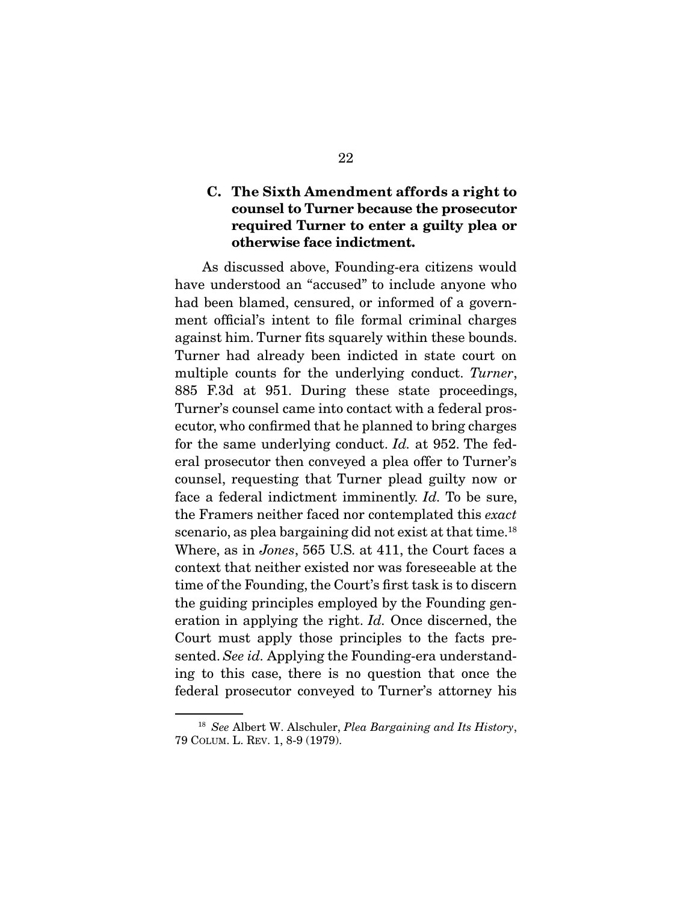### C. The Sixth Amendment affords a right to counsel to Turner because the prosecutor required Turner to enter a guilty plea or otherwise face indictment.

As discussed above, Founding-era citizens would have understood an "accused" to include anyone who had been blamed, censured, or informed of a government official's intent to file formal criminal charges against him. Turner fits squarely within these bounds. Turner had already been indicted in state court on multiple counts for the underlying conduct. *Turner*, 885 F.3d at 951. During these state proceedings, Turner's counsel came into contact with a federal prosecutor, who confirmed that he planned to bring charges for the same underlying conduct. *Id.* at 952. The federal prosecutor then conveyed a plea offer to Turner's counsel, requesting that Turner plead guilty now or face a federal indictment imminently. *Id.* To be sure, the Framers neither faced nor contemplated this *exact* scenario, as plea bargaining did not exist at that time.[18] Where, as in *Jones*, 565 U.S. at 411, the Court faces a context that neither existed nor was foreseeable at the time of the Founding, the Court's first task is to discern the guiding principles employed by the Founding generation in applying the right. *Id.* Once discerned, the Court must apply those principles to the facts presented. *See id.* Applying the Founding-era understanding to this case, there is no question that once the federal prosecutor conveyed to Turner's attorney his

---

[18] *See* Albert W. Alschuler, *Plea Bargaining and Its History*, 79 COLUM. L. REV. 1, 8-9 (1979).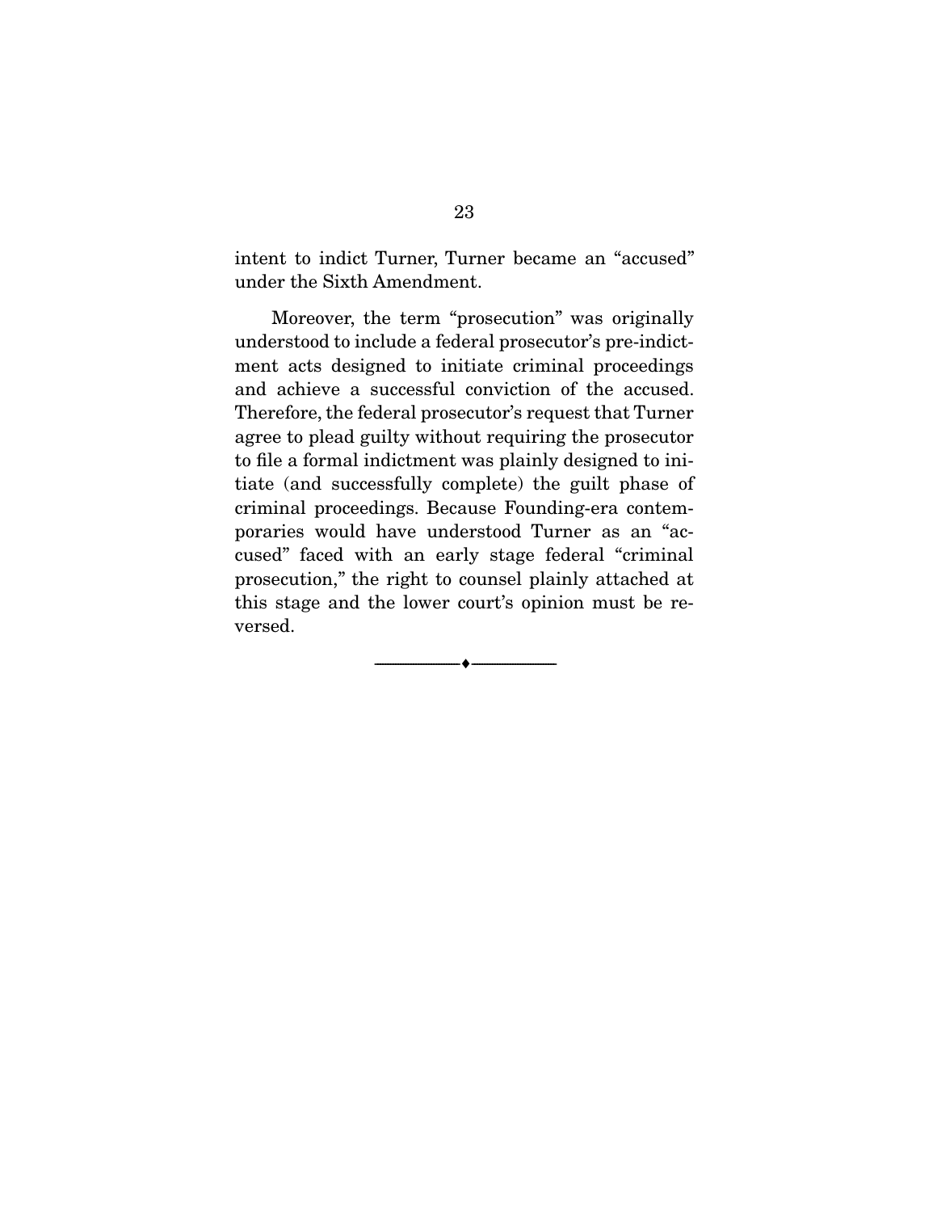intent to indict Turner, Turner became an "accused" under the Sixth Amendment.

Moreover, the term "prosecution" was originally understood to include a federal prosecutor's pre-indictment acts designed to initiate criminal proceedings and achieve a successful conviction of the accused. Therefore, the federal prosecutor's request that Turner agree to plead guilty without requiring the prosecutor to file a formal indictment was plainly designed to initiate (and successfully complete) the guilt phase of criminal proceedings. Because Founding-era contemporaries would have understood Turner as an "accused" faced with an early stage federal "criminal prosecution," the right to counsel plainly attached at this stage and the lower court's opinion must be reversed.

---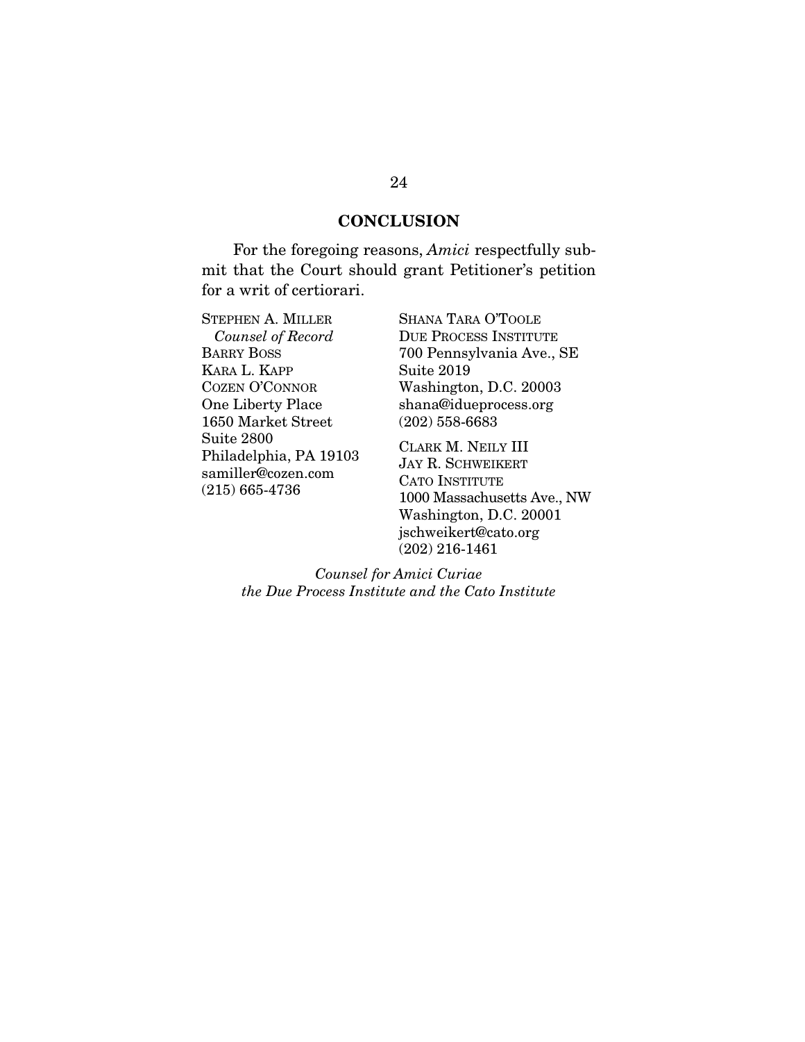## CONCLUSION

For the foregoing reasons, *Amici* respectfully submit that the Court should grant Petitioner's petition for a writ of certiorari.

STEPHEN A. MILLER
*Counsel of Record*
BARRY BOSS
KARA L. KAPP
COZEN O'CONNOR
One Liberty Place
1650 Market Street
Suite 2800
Philadelphia, PA 19103
samiller@cozen.com
(215) 665-4736

SHANA TARA O'TOOLE
DUE PROCESS INSTITUTE
700 Pennsylvania Ave., SE
Suite 2019
Washington, D.C. 20003
shana@idueprocess.org
(202) 558-6683

CLARK M. NEILY III
JAY R. SCHWEIKERT
CATO INSTITUTE
1000 Massachusetts Ave., NW
Washington, D.C. 20001
jschweikert@cato.org
(202) 216-1461

*Counsel for Amici Curiae*
*the Due Process Institute and the Cato Institute*